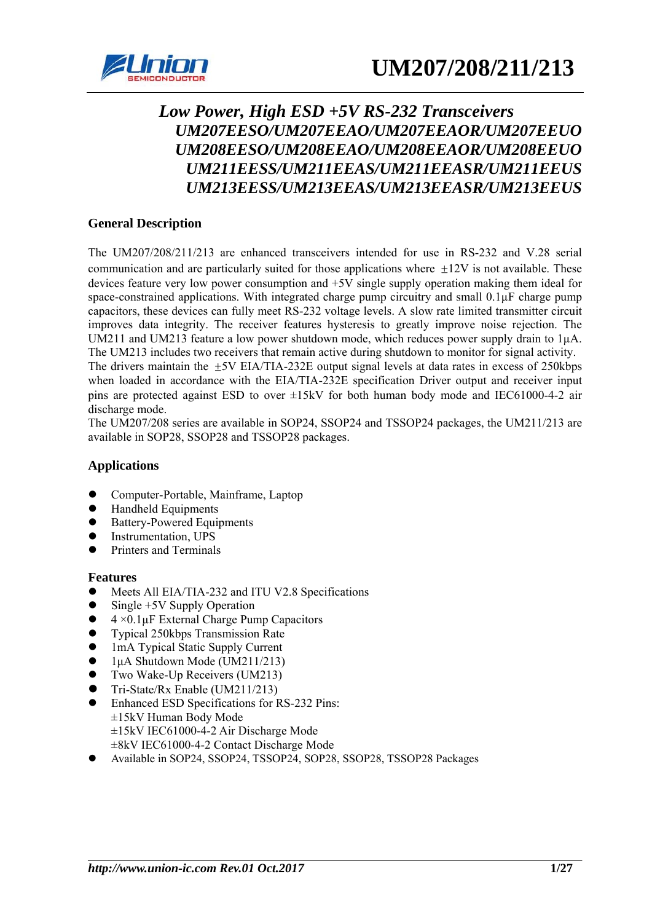# UM207/208/211/213

## *Low Power, High ESD +5V RS-232 Transceivers*
## *UM207EESO/UM207EEAO/UM207EEAOR/UM207EEUO*
## *UM208EESO/UM208EEAO/UM208EEAOR/UM208EEUO*
## *UM211EESS/UM211EEAS/UM211EEASR/UM211EEUS*
## *UM213EESS/UM213EEAS/UM213EEASR/UM213EEUS*

### General Description

The UM207/208/211/213 are enhanced transceivers intended for use in RS-232 and V.28 serial communication and are particularly suited for those applications where ±12V is not available. These devices feature very low power consumption and +5V single supply operation making them ideal for space-constrained applications. With integrated charge pump circuitry and small 0.1μF charge pump capacitors, these devices can fully meet RS-232 voltage levels. A slow rate limited transmitter circuit improves data integrity. The receiver features hysteresis to greatly improve noise rejection. The UM211 and UM213 feature a low power shutdown mode, which reduces power supply drain to 1μA. The UM213 includes two receivers that remain active during shutdown to monitor for signal activity.
The drivers maintain the ±5V EIA/TIA-232E output signal levels at data rates in excess of 250kbps when loaded in accordance with the EIA/TIA-232E specification Driver output and receiver input pins are protected against ESD to over ±15kV for both human body mode and IEC61000-4-2 air discharge mode.
The UM207/208 series are available in SOP24, SSOP24 and TSSOP24 packages, the UM211/213 are available in SOP28, SSOP28 and TSSOP28 packages.

### Applications

- Computer-Portable, Mainframe, Laptop
- Handheld Equipments
- Battery-Powered Equipments
- Instrumentation, UPS
- Printers and Terminals

### Features

- Meets All EIA/TIA-232 and ITU V2.8 Specifications
- Single +5V Supply Operation
- 4 ×0.1μF External Charge Pump Capacitors
- Typical 250kbps Transmission Rate
- 1mA Typical Static Supply Current
- 1μA Shutdown Mode (UM211/213)
- Two Wake-Up Receivers (UM213)
- Tri-State/Rx Enable (UM211/213)
- Enhanced ESD Specifications for RS-232 Pins:
  ±15kV Human Body Mode
  ±15kV IEC61000-4-2 Air Discharge Mode
  ±8kV IEC61000-4-2 Contact Discharge Mode
- Available in SOP24, SSOP24, TSSOP24, SOP28, SSOP28, TSSOP28 Packages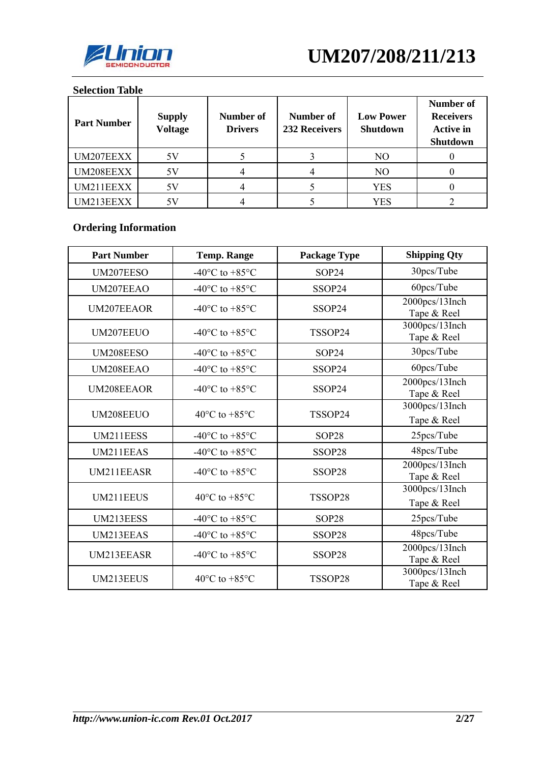## Selection Table

| Part Number | Supply Voltage | Number of Drivers | Number of 232 Receivers | Low Power Shutdown | Number of Receivers Active in Shutdown |
|---|---|---|---|---|---|
| UM207EEXX | 5V | 5 | 3 | NO | 0 |
| UM208EEXX | 5V | 4 | 4 | NO | 0 |
| UM211EEXX | 5V | 4 | 5 | YES | 0 |
| UM213EEXX | 5V | 4 | 5 | YES | 2 |

## Ordering Information

| Part Number | Temp. Range | Package Type | Shipping Qty |
|---|---|---|---|
| UM207EESO | -40°C to +85°C | SOP24 | 30pcs/Tube |
| UM207EEAO | -40°C to +85°C | SSOP24 | 60pcs/Tube |
| UM207EEAOR | -40°C to +85°C | SSOP24 | 2000pcs/13Inch Tape & Reel |
| UM207EEUO | -40°C to +85°C | TSSOP24 | 3000pcs/13Inch Tape & Reel |
| UM208EESO | -40°C to +85°C | SOP24 | 30pcs/Tube |
| UM208EEAO | -40°C to +85°C | SSOP24 | 60pcs/Tube |
| UM208EEAOR | -40°C to +85°C | SSOP24 | 2000pcs/13Inch Tape & Reel |
| UM208EEUO | 40°C to +85°C | TSSOP24 | 3000pcs/13Inch Tape & Reel |
| UM211EESS | -40°C to +85°C | SOP28 | 25pcs/Tube |
| UM211EEAS | -40°C to +85°C | SSOP28 | 48pcs/Tube |
| UM211EEASR | -40°C to +85°C | SSOP28 | 2000pcs/13Inch Tape & Reel |
| UM211EEUS | 40°C to +85°C | TSSOP28 | 3000pcs/13Inch Tape & Reel |
| UM213EESS | -40°C to +85°C | SOP28 | 25pcs/Tube |
| UM213EEAS | -40°C to +85°C | SSOP28 | 48pcs/Tube |
| UM213EEASR | -40°C to +85°C | SSOP28 | 2000pcs/13Inch Tape & Reel |
| UM213EEUS | 40°C to +85°C | TSSOP28 | 3000pcs/13Inch Tape & Reel |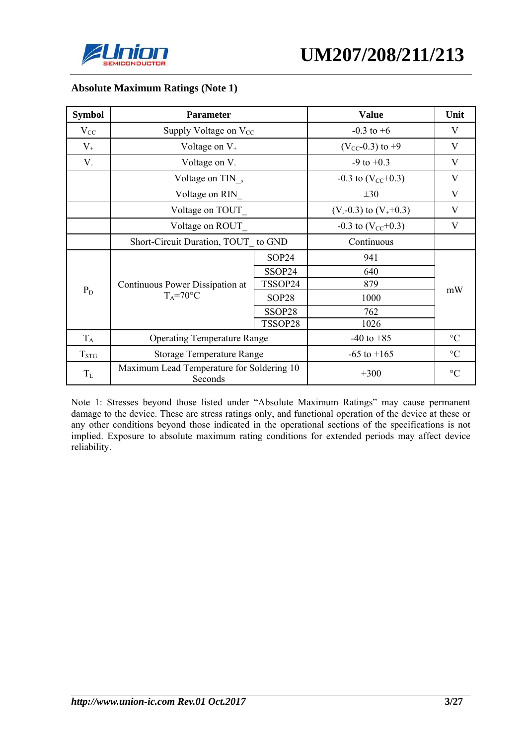## Absolute Maximum Ratings (Note 1)

| Symbol | Parameter | | Value | Unit |
|---|---|---|---|---|
| $V_{CC}$ | Supply Voltage on $V_{CC}$ | | -0.3 to +6 | V |
| $V_+$ | Voltage on $V_+$ | | ($V_{CC}$-0.3) to +9 | V |
| $V_-$ | Voltage on $V_-$ | | -9 to +0.3 | V |
| | Voltage on TIN_, | | -0.3 to ($V_{CC}$+0.3) | V |
| | Voltage on RIN_ | | ±30 | V |
| | Voltage on TOUT_ | | ($V_-$-0.3) to ($V_+$+0.3) | V |
| | Voltage on ROUT_ | | -0.3 to ($V_{CC}$+0.3) | V |
| | Short-Circuit Duration, TOUT_ to GND | | Continuous | |
| $P_D$ | Continuous Power Dissipation at $T_A$=70°C | SOP24 | 941 | mW |
| | | SSOP24 | 640 | |
| | | TSSOP24 | 879 | |
| | | SOP28 | 1000 | |
| | | SSOP28 | 762 | |
| | | TSSOP28 | 1026 | |
| $T_A$ | Operating Temperature Range | | -40 to +85 | °C |
| $T_{STG}$ | Storage Temperature Range | | -65 to +165 | °C |
| $T_L$ | Maximum Lead Temperature for Soldering 10 Seconds | | +300 | °C |

Note 1: Stresses beyond those listed under "Absolute Maximum Ratings" may cause permanent damage to the device. These are stress ratings only, and functional operation of the device at these or any other conditions beyond those indicated in the operational sections of the specifications is not implied. Exposure to absolute maximum rating conditions for extended periods may affect device reliability.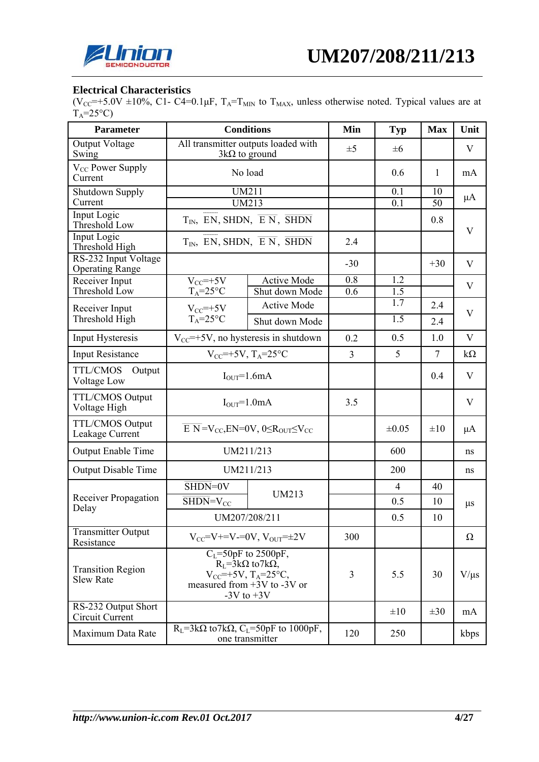## Electrical Characteristics

($V_{CC}$=+5.0V ±10%, C1- C4=0.1μF, $T_A$=$T_{MIN}$ to $T_{MAX}$, unless otherwise noted. Typical values are at $T_A$=25°C)

| Parameter | Conditions | | Min | Typ | Max | Unit |
|---|---|---|---|---|---|---|
| Output Voltage Swing | All transmitter outputs loaded with 3kΩ to ground | | ±5 | ±6 | | V |
| $V_{CC}$ Power Supply Current | No load | | | 0.6 | 1 | mA |
| Shutdown Supply Current | UM211 | | | 0.1 | 10 | μA |
| | UM213 | | | 0.1 | 50 | μA |
| Input Logic Threshold Low | $T_{IN}$, $\overline{EN}$, SHDN, EN, $\overline{SHDN}$ | | | | 0.8 | V |
| Input Logic Threshold High | $T_{IN}$, $\overline{EN}$, SHDN, EN, $\overline{SHDN}$ | | 2.4 | | | V |
| RS-232 Input Voltage Operating Range | | | -30 | | +30 | V |
| Receiver Input Threshold Low | $V_{CC}$=+5V $T_A$=25°C | Active Mode | 0.8 | 1.2 | | V |
| | | Shut down Mode | 0.6 | 1.5 | | V |
| Receiver Input Threshold High | $V_{CC}$=+5V $T_A$=25°C | Active Mode | | 1.7 | 2.4 | V |
| | | Shut down Mode | | 1.5 | 2.4 | V |
| Input Hysteresis | $V_{CC}$=+5V, no hysteresis in shutdown | | 0.2 | 0.5 | 1.0 | V |
| Input Resistance | $V_{CC}$=+5V, $T_A$=25°C | | 3 | 5 | 7 | kΩ |
| TTL/CMOS Output Voltage Low | $I_{OUT}$=1.6mA | | | | 0.4 | V |
| TTL/CMOS Output Voltage High | $I_{OUT}$=1.0mA | | 3.5 | | | V |
| TTL/CMOS Output Leakage Current | EN=$V_{CC}$,EN=0V, 0≤$R_{OUT}$≤$V_{CC}$ | | | ±0.05 | ±10 | μA |
| Output Enable Time | UM211/213 | | | 600 | | ns |
| Output Disable Time | UM211/213 | | | 200 | | ns |
| Receiver Propagation Delay | SHDN=0V | UM213 | | 4 | 40 | μs |
| | SHDN=$V_{CC}$ | UM213 | | 0.5 | 10 | μs |
| | UM207/208/211 | | | 0.5 | 10 | μs |
| Transmitter Output Resistance | $V_{CC}$=V+=V-=0V, $V_{OUT}$=±2V | | 300 | | | Ω |
| Transition Region Slew Rate | $C_L$=50pF to 2500pF, $R_L$=3kΩ to7kΩ, $V_{CC}$=+5V, $T_A$=25°C, measured from +3V to -3V or -3V to +3V | | 3 | 5.5 | 30 | V/μs |
| RS-232 Output Short Circuit Current | | | | ±10 | ±30 | mA |
| Maximum Data Rate | $R_L$=3kΩ to7kΩ, $C_L$=50pF to 1000pF, one transmitter | | 120 | 250 | | kbps |

*http://www.union-ic.com Rev.01 Oct.2017*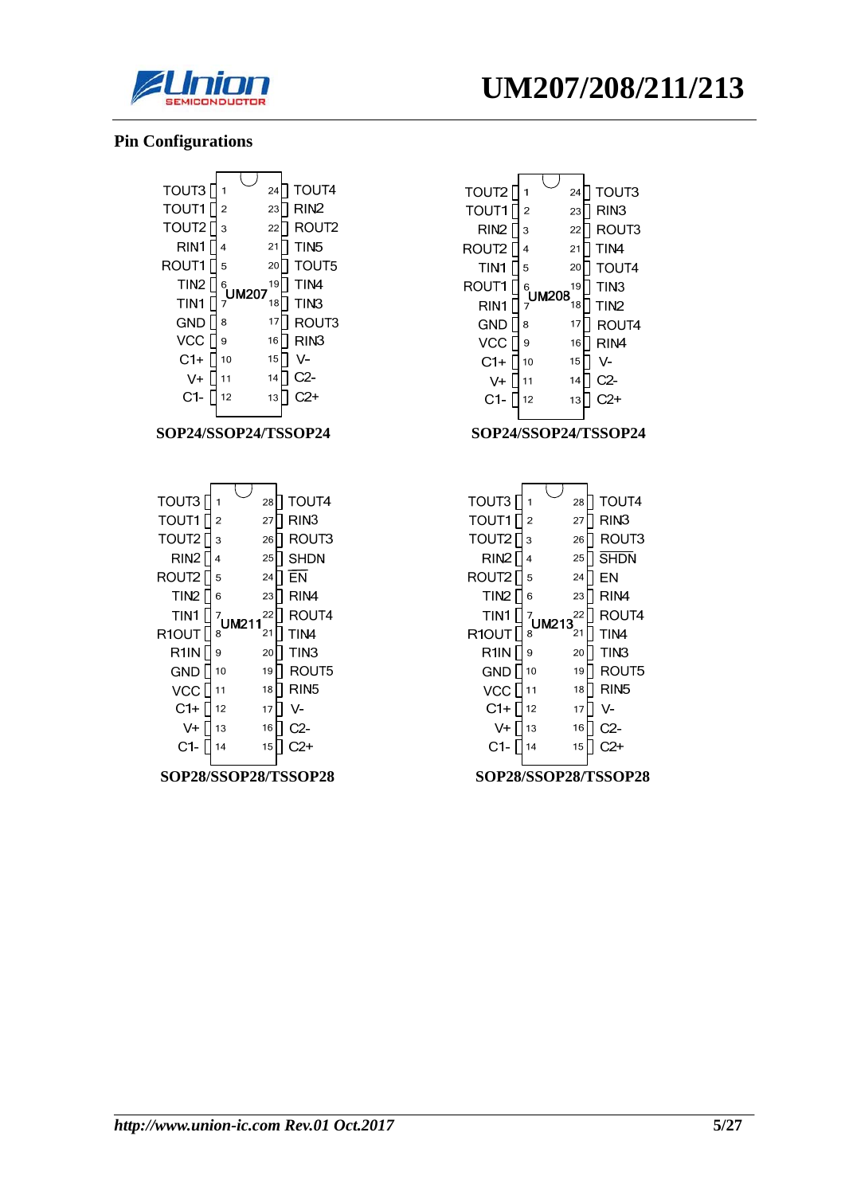## Pin Configurations

**UM207 — SOP24/SSOP24/TSSOP24**

| Pin | Name | Pin | Name |
|---|---|---|---|
| 1 | TOUT3 | 24 | TOUT4 |
| 2 | TOUT1 | 23 | RIN2 |
| 3 | TOUT2 | 22 | ROUT2 |
| 4 | RIN1 | 21 | TIN5 |
| 5 | ROUT1 | 20 | TOUT5 |
| 6 | TIN2 | 19 | TIN4 |
| 7 | TIN1 | 18 | TIN3 |
| 8 | GND | 17 | ROUT3 |
| 9 | VCC | 16 | RIN3 |
| 10 | C1+ | 15 | V- |
| 11 | V+ | 14 | C2- |
| 12 | C1- | 13 | C2+ |

**UM208 — SOP24/SSOP24/TSSOP24**

| Pin | Name | Pin | Name |
|---|---|---|---|
| 1 | TOUT2 | 24 | TOUT3 |
| 2 | TOUT1 | 23 | RIN3 |
| 3 | RIN2 | 22 | ROUT3 |
| 4 | ROUT2 | 21 | TIN4 |
| 5 | TIN1 | 20 | TOUT4 |
| 6 | ROUT1 | 19 | TIN3 |
| 7 | RIN1 | 18 | TIN2 |
| 8 | GND | 17 | ROUT4 |
| 9 | VCC | 16 | RIN4 |
| 10 | C1+ | 15 | V- |
| 11 | V+ | 14 | C2- |
| 12 | C1- | 13 | C2+ |

**UM211 — SOP28/SSOP28/TSSOP28**

| Pin | Name | Pin | Name |
|---|---|---|---|
| 1 | TOUT3 | 28 | TOUT4 |
| 2 | TOUT1 | 27 | RIN3 |
| 3 | TOUT2 | 26 | ROUT3 |
| 4 | RIN2 | 25 | SHDN |
| 5 | ROUT2 | 24 | $\overline{EN}$ |
| 6 | TIN2 | 23 | RIN4 |
| 7 | TIN1 | 22 | ROUT4 |
| 8 | R1OUT | 21 | TIN4 |
| 9 | R1IN | 20 | TIN3 |
| 10 | GND | 19 | ROUT5 |
| 11 | VCC | 18 | RIN5 |
| 12 | C1+ | 17 | V- |
| 13 | V+ | 16 | C2- |
| 14 | C1- | 15 | C2+ |

**UM213 — SOP28/SSOP28/TSSOP28**

| Pin | Name | Pin | Name |
|---|---|---|---|
| 1 | TOUT3 | 28 | TOUT4 |
| 2 | TOUT1 | 27 | RIN3 |
| 3 | TOUT2 | 26 | ROUT3 |
| 4 | RIN2 | 25 | $\overline{SHDN}$ |
| 5 | ROUT2 | 24 | EN |
| 6 | TIN2 | 23 | RIN4 |
| 7 | TIN1 | 22 | ROUT4 |
| 8 | R1OUT | 21 | TIN4 |
| 9 | R1IN | 20 | TIN3 |
| 10 | GND | 19 | ROUT5 |
| 11 | VCC | 18 | RIN5 |
| 12 | C1+ | 17 | V- |
| 13 | V+ | 16 | C2- |
| 14 | C1- | 15 | C2+ |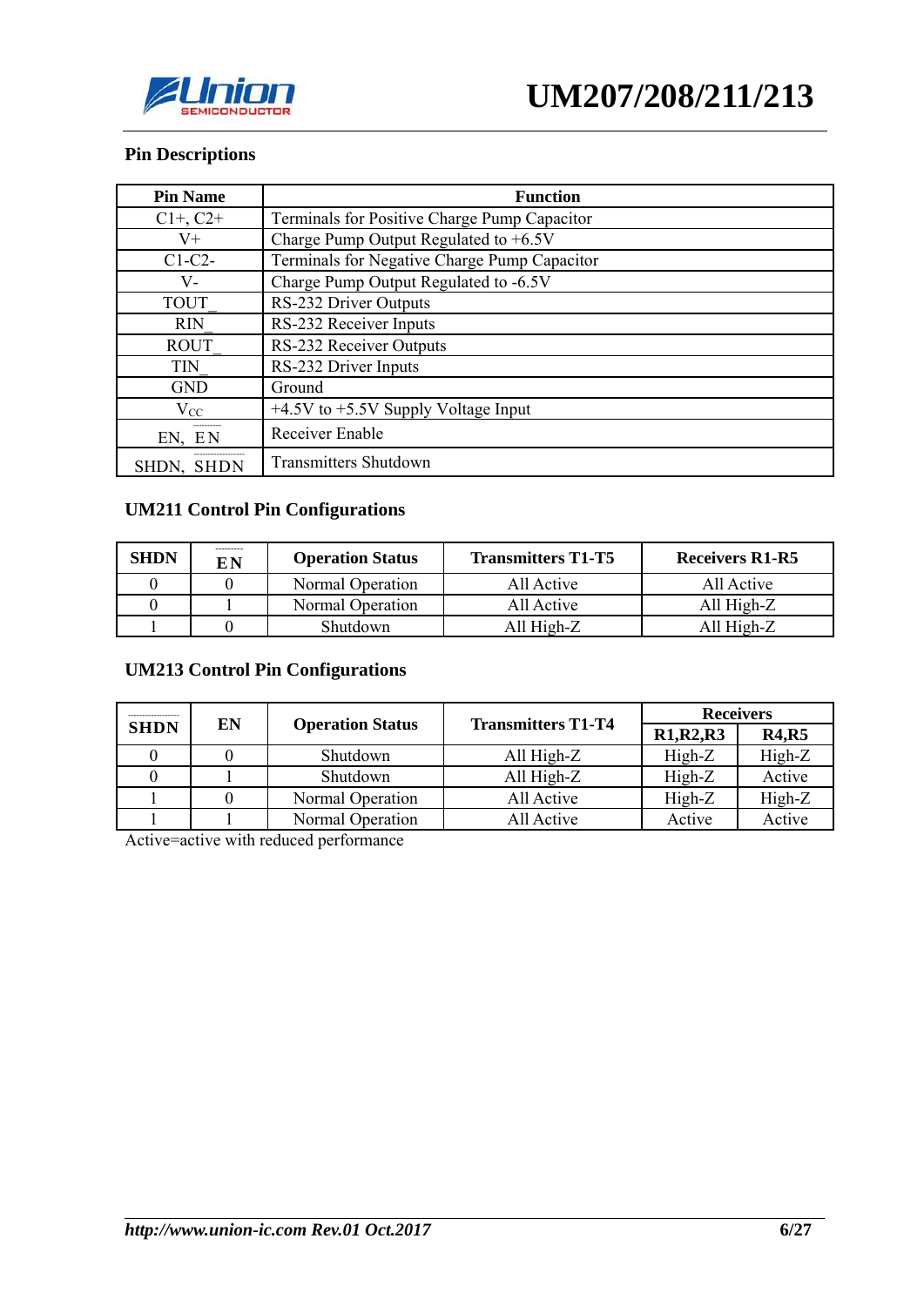## Pin Descriptions

| Pin Name | Function |
|---|---|
| C1+, C2+ | Terminals for Positive Charge Pump Capacitor |
| V+ | Charge Pump Output Regulated to +6.5V |
| C1-C2- | Terminals for Negative Charge Pump Capacitor |
| V- | Charge Pump Output Regulated to -6.5V |
| TOUT_ | RS-232 Driver Outputs |
| RIN_ | RS-232 Receiver Inputs |
| ROUT_ | RS-232 Receiver Outputs |
| TIN_ | RS-232 Driver Inputs |
| GND | Ground |
| $V_{CC}$ | +4.5V to +5.5V Supply Voltage Input |
| EN, $\overline{EN}$ | Receiver Enable |
| SHDN, $\overline{SHDN}$ | Transmitters Shutdown |

## UM211 Control Pin Configurations

| SHDN | $\overline{EN}$ | Operation Status | Transmitters T1-T5 | Receivers R1-R5 |
|---|---|---|---|---|
| 0 | 0 | Normal Operation | All Active | All Active |
| 0 | 1 | Normal Operation | All Active | All High-Z |
| 1 | 0 | Shutdown | All High-Z | All High-Z |

## UM213 Control Pin Configurations

| $\overline{SHDN}$ | EN | Operation Status | Transmitters T1-T4 | Receivers | |
|---|---|---|---|---|---|
| | | | | R1,R2,R3 | R4,R5 |
| 0 | 0 | Shutdown | All High-Z | High-Z | High-Z |
| 0 | 1 | Shutdown | All High-Z | High-Z | Active |
| 1 | 0 | Normal Operation | All Active | High-Z | High-Z |
| 1 | 1 | Normal Operation | All Active | Active | Active |

Active=active with reduced performance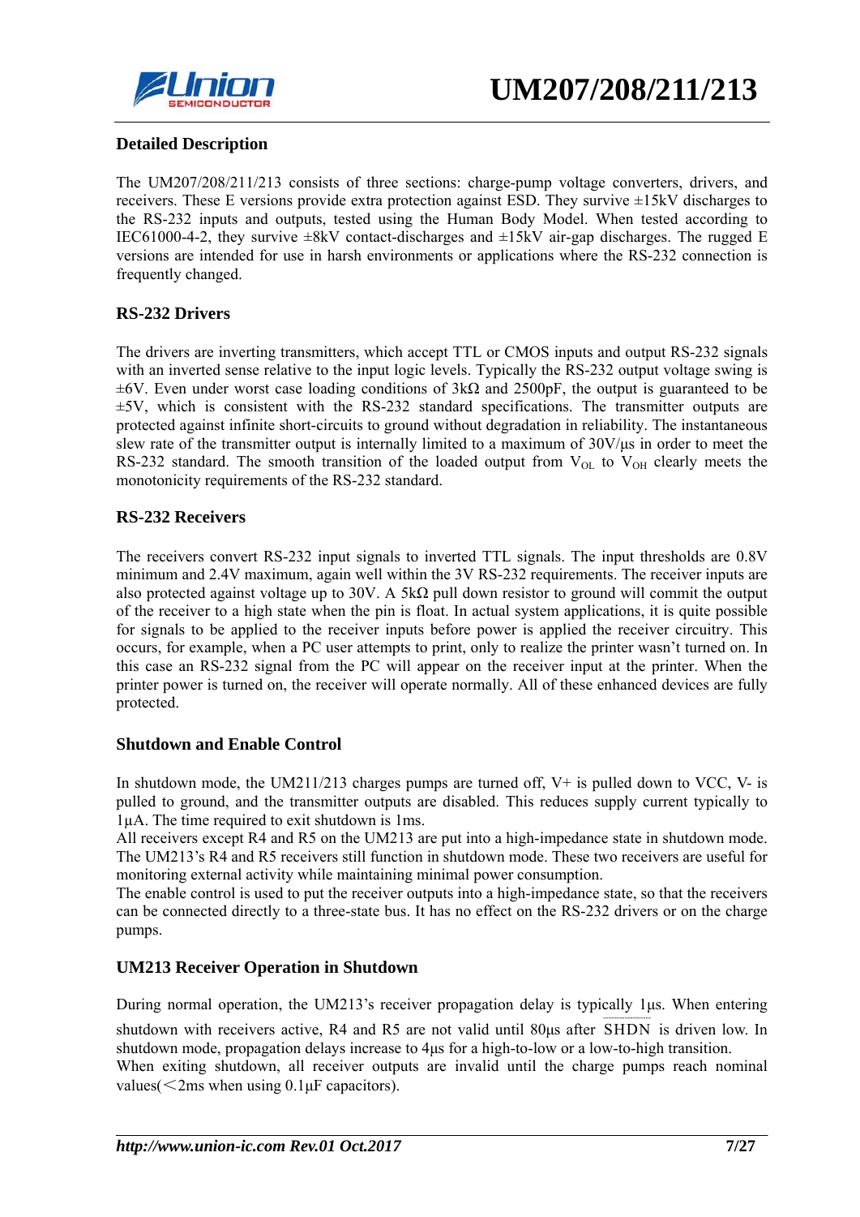## Detailed Description

The UM207/208/211/213 consists of three sections: charge-pump voltage converters, drivers, and receivers. These E versions provide extra protection against ESD. They survive ±15kV discharges to the RS-232 inputs and outputs, tested using the Human Body Model. When tested according to IEC61000-4-2, they survive ±8kV contact-discharges and ±15kV air-gap discharges. The rugged E versions are intended for use in harsh environments or applications where the RS-232 connection is frequently changed.

## RS-232 Drivers

The drivers are inverting transmitters, which accept TTL or CMOS inputs and output RS-232 signals with an inverted sense relative to the input logic levels. Typically the RS-232 output voltage swing is ±6V. Even under worst case loading conditions of 3kΩ and 2500pF, the output is guaranteed to be ±5V, which is consistent with the RS-232 standard specifications. The transmitter outputs are protected against infinite short-circuits to ground without degradation in reliability. The instantaneous slew rate of the transmitter output is internally limited to a maximum of 30V/µs in order to meet the RS-232 standard. The smooth transition of the loaded output from $V_{OL}$ to $V_{OH}$ clearly meets the monotonicity requirements of the RS-232 standard.

## RS-232 Receivers

The receivers convert RS-232 input signals to inverted TTL signals. The input thresholds are 0.8V minimum and 2.4V maximum, again well within the 3V RS-232 requirements. The receiver inputs are also protected against voltage up to 30V. A 5kΩ pull down resistor to ground will commit the output of the receiver to a high state when the pin is float. In actual system applications, it is quite possible for signals to be applied to the receiver inputs before power is applied the receiver circuitry. This occurs, for example, when a PC user attempts to print, only to realize the printer wasn't turned on. In this case an RS-232 signal from the PC will appear on the receiver input at the printer. When the printer power is turned on, the receiver will operate normally. All of these enhanced devices are fully protected.

## Shutdown and Enable Control

In shutdown mode, the UM211/213 charges pumps are turned off, V+ is pulled down to VCC, V- is pulled to ground, and the transmitter outputs are disabled. This reduces supply current typically to 1µA. The time required to exit shutdown is 1ms.

All receivers except R4 and R5 on the UM213 are put into a high-impedance state in shutdown mode. The UM213's R4 and R5 receivers still function in shutdown mode. These two receivers are useful for monitoring external activity while maintaining minimal power consumption.

The enable control is used to put the receiver outputs into a high-impedance state, so that the receivers can be connected directly to a three-state bus. It has no effect on the RS-232 drivers or on the charge pumps.

## UM213 Receiver Operation in Shutdown

During normal operation, the UM213's receiver propagation delay is typically 1µs. When entering shutdown with receivers active, R4 and R5 are not valid until 80µs after $\overline{SHDN}$ is driven low. In shutdown mode, propagation delays increase to 4µs for a high-to-low or a low-to-high transition.

When exiting shutdown, all receiver outputs are invalid until the charge pumps reach nominal values(＜2ms when using 0.1µF capacitors).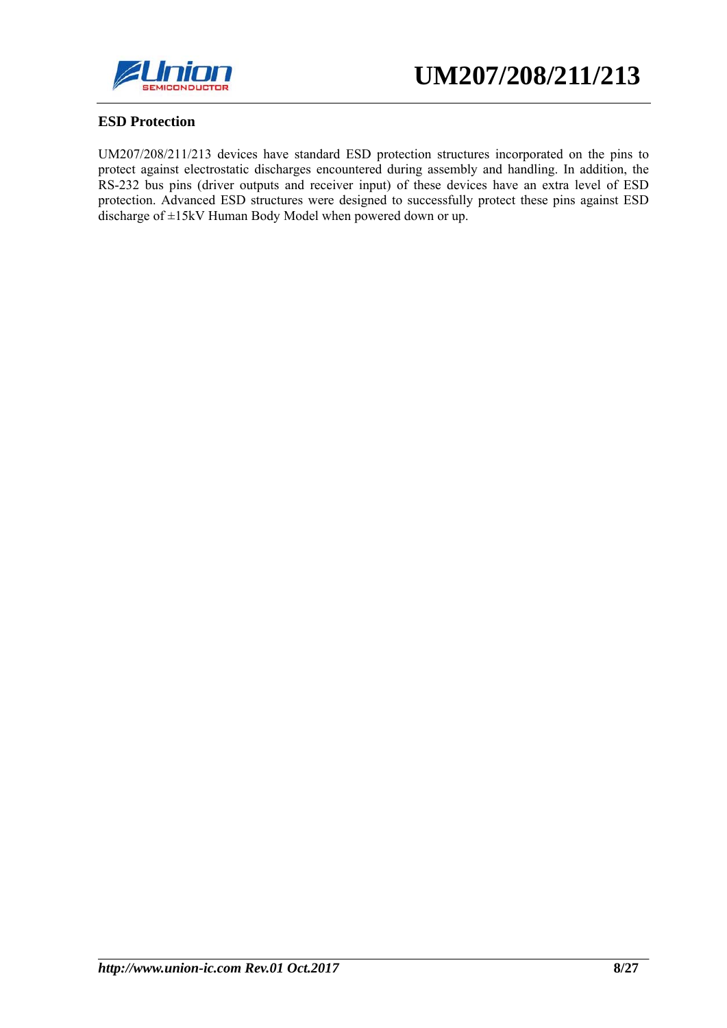## ESD Protection

UM207/208/211/213 devices have standard ESD protection structures incorporated on the pins to protect against electrostatic discharges encountered during assembly and handling. In addition, the RS-232 bus pins (driver outputs and receiver input) of these devices have an extra level of ESD protection. Advanced ESD structures were designed to successfully protect these pins against ESD discharge of ±15kV Human Body Model when powered down or up.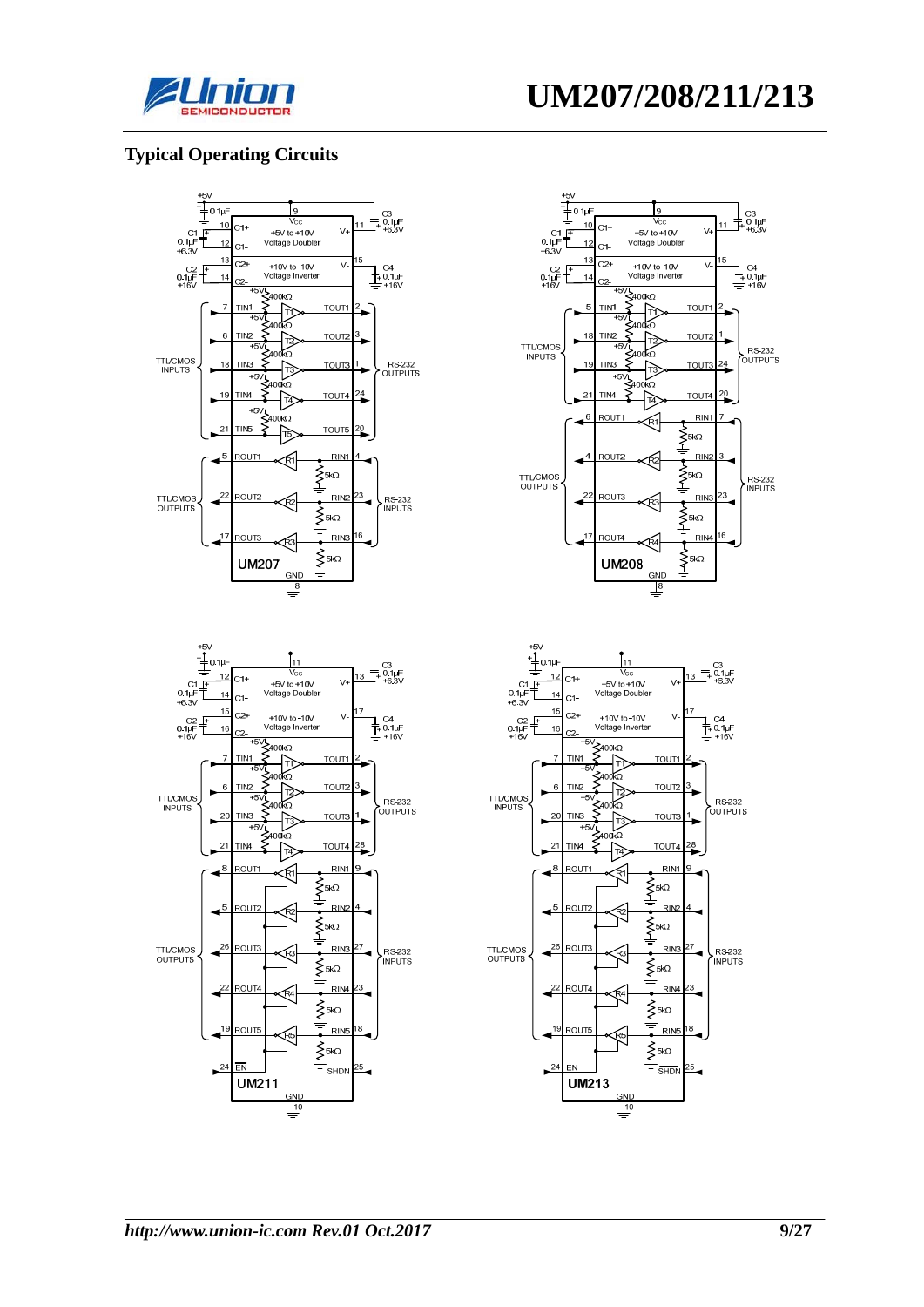## Typical Operating Circuits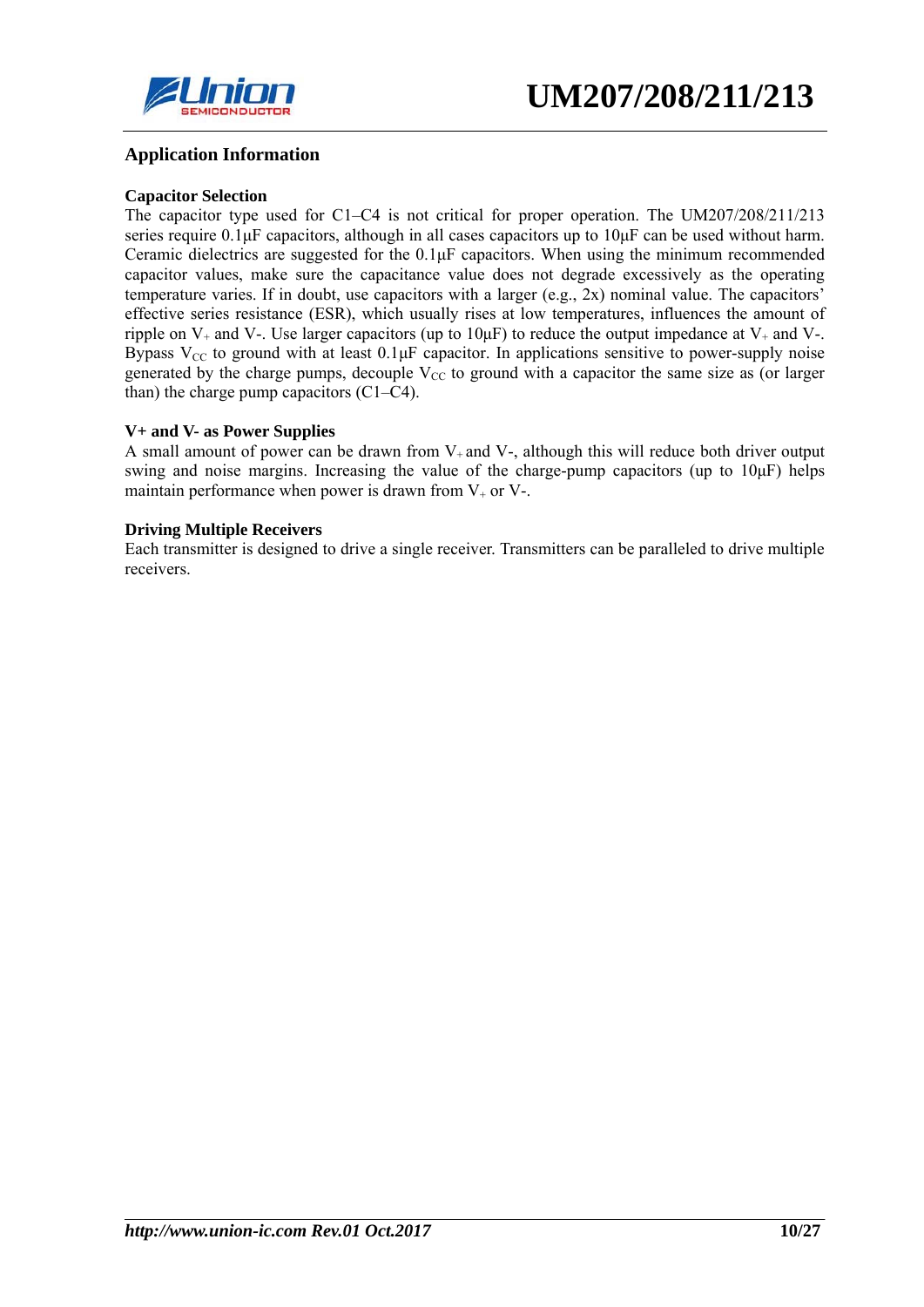## Application Information

### Capacitor Selection

The capacitor type used for C1–C4 is not critical for proper operation. The UM207/208/211/213 series require 0.1μF capacitors, although in all cases capacitors up to 10μF can be used without harm. Ceramic dielectrics are suggested for the 0.1μF capacitors. When using the minimum recommended capacitor values, make sure the capacitance value does not degrade excessively as the operating temperature varies. If in doubt, use capacitors with a larger (e.g., 2x) nominal value. The capacitors' effective series resistance (ESR), which usually rises at low temperatures, influences the amount of ripple on $V_+$ and V-. Use larger capacitors (up to 10μF) to reduce the output impedance at $V_+$ and V-. Bypass $V_{CC}$ to ground with at least 0.1μF capacitor. In applications sensitive to power-supply noise generated by the charge pumps, decouple $V_{CC}$ to ground with a capacitor the same size as (or larger than) the charge pump capacitors (C1–C4).

### V+ and V- as Power Supplies

A small amount of power can be drawn from $V_+$ and V-, although this will reduce both driver output swing and noise margins. Increasing the value of the charge-pump capacitors (up to 10μF) helps maintain performance when power is drawn from $V_+$ or V-.

### Driving Multiple Receivers

Each transmitter is designed to drive a single receiver. Transmitters can be paralleled to drive multiple receivers.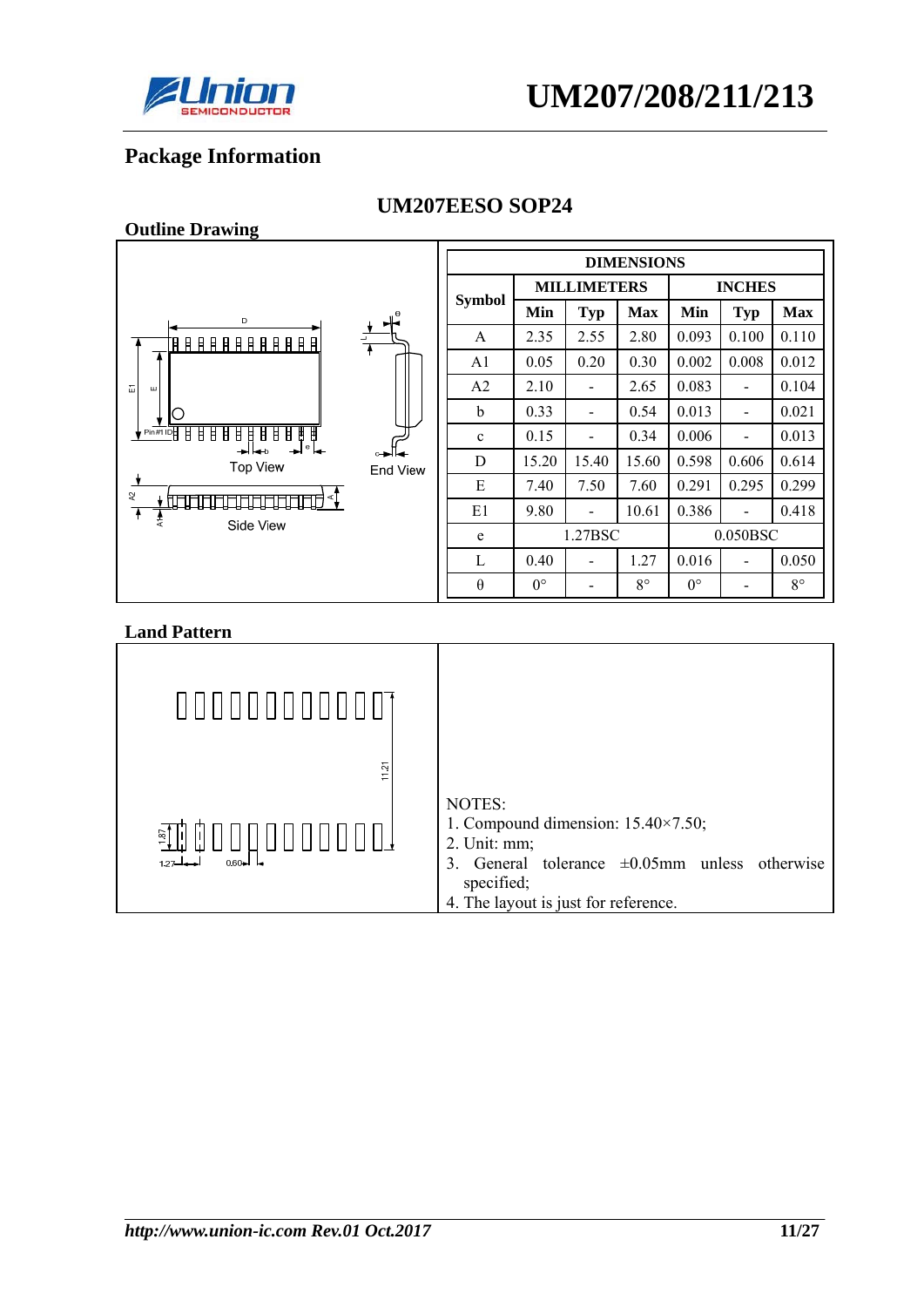## Package Information

### UM207EESO SOP24

**Outline Drawing**

| Symbol | MILLIMETERS | | | INCHES | | |
|---|---|---|---|---|---|---|
| | Min | Typ | Max | Min | Typ | Max |
| A | 2.35 | 2.55 | 2.80 | 0.093 | 0.100 | 0.110 |
| A1 | 0.05 | 0.20 | 0.30 | 0.002 | 0.008 | 0.012 |
| A2 | 2.10 | - | 2.65 | 0.083 | - | 0.104 |
| b | 0.33 | - | 0.54 | 0.013 | - | 0.021 |
| c | 0.15 | - | 0.34 | 0.006 | - | 0.013 |
| D | 15.20 | 15.40 | 15.60 | 0.598 | 0.606 | 0.614 |
| E | 7.40 | 7.50 | 7.60 | 0.291 | 0.295 | 0.299 |
| E1 | 9.80 | - | 10.61 | 0.386 | - | 0.418 |
| e | 1.27BSC | | | 0.050BSC | | |
| L | 0.40 | - | 1.27 | 0.016 | - | 0.050 |
| θ | 0° | - | 8° | 0° | - | 8° |

Top View

End View

Side View

**Land Pattern**

NOTES:
1. Compound dimension: 15.40×7.50;
2. Unit: mm;
3. General tolerance ±0.05mm unless otherwise specified;
4. The layout is just for reference.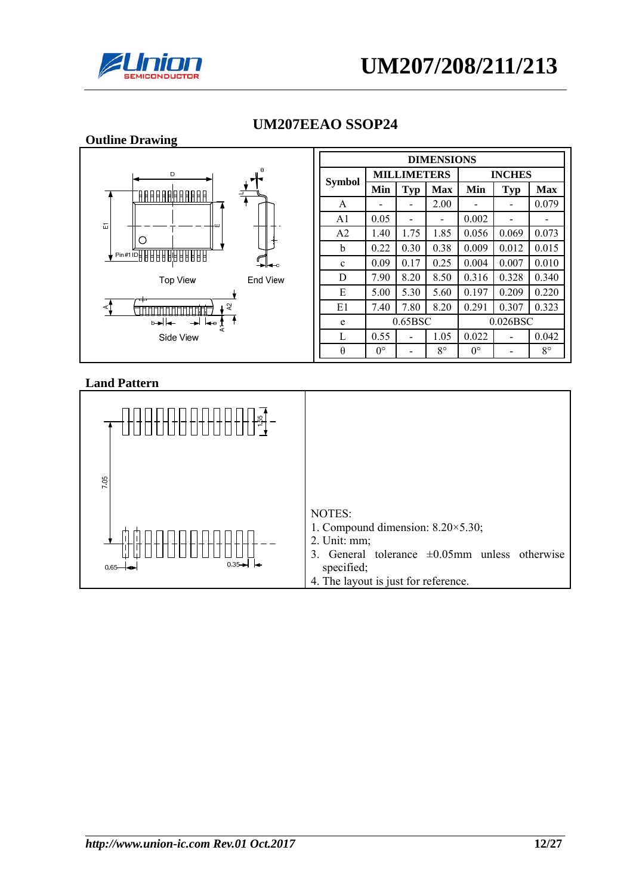## UM207EEAO SSOP24

### Outline Drawing

| Symbol | MILLIMETERS | | | INCHES | | |
|---|---|---|---|---|---|---|
| | Min | Typ | Max | Min | Typ | Max |
| A | - | - | 2.00 | - | - | 0.079 |
| A1 | 0.05 | - | - | 0.002 | - | - |
| A2 | 1.40 | 1.75 | 1.85 | 0.056 | 0.069 | 0.073 |
| b | 0.22 | 0.30 | 0.38 | 0.009 | 0.012 | 0.015 |
| c | 0.09 | 0.17 | 0.25 | 0.004 | 0.007 | 0.010 |
| D | 7.90 | 8.20 | 8.50 | 0.316 | 0.328 | 0.340 |
| E | 5.00 | 5.30 | 5.60 | 0.197 | 0.209 | 0.220 |
| E1 | 7.40 | 7.80 | 8.20 | 0.291 | 0.307 | 0.323 |
| e | 0.65BSC | | | 0.026BSC | | |
| L | 0.55 | - | 1.05 | 0.022 | - | 0.042 |
| θ | 0° | - | 8° | 0° | - | 8° |

### Land Pattern

NOTES:
1. Compound dimension: 8.20×5.30;
2. Unit: mm;
3. General tolerance ±0.05mm unless otherwise specified;
4. The layout is just for reference.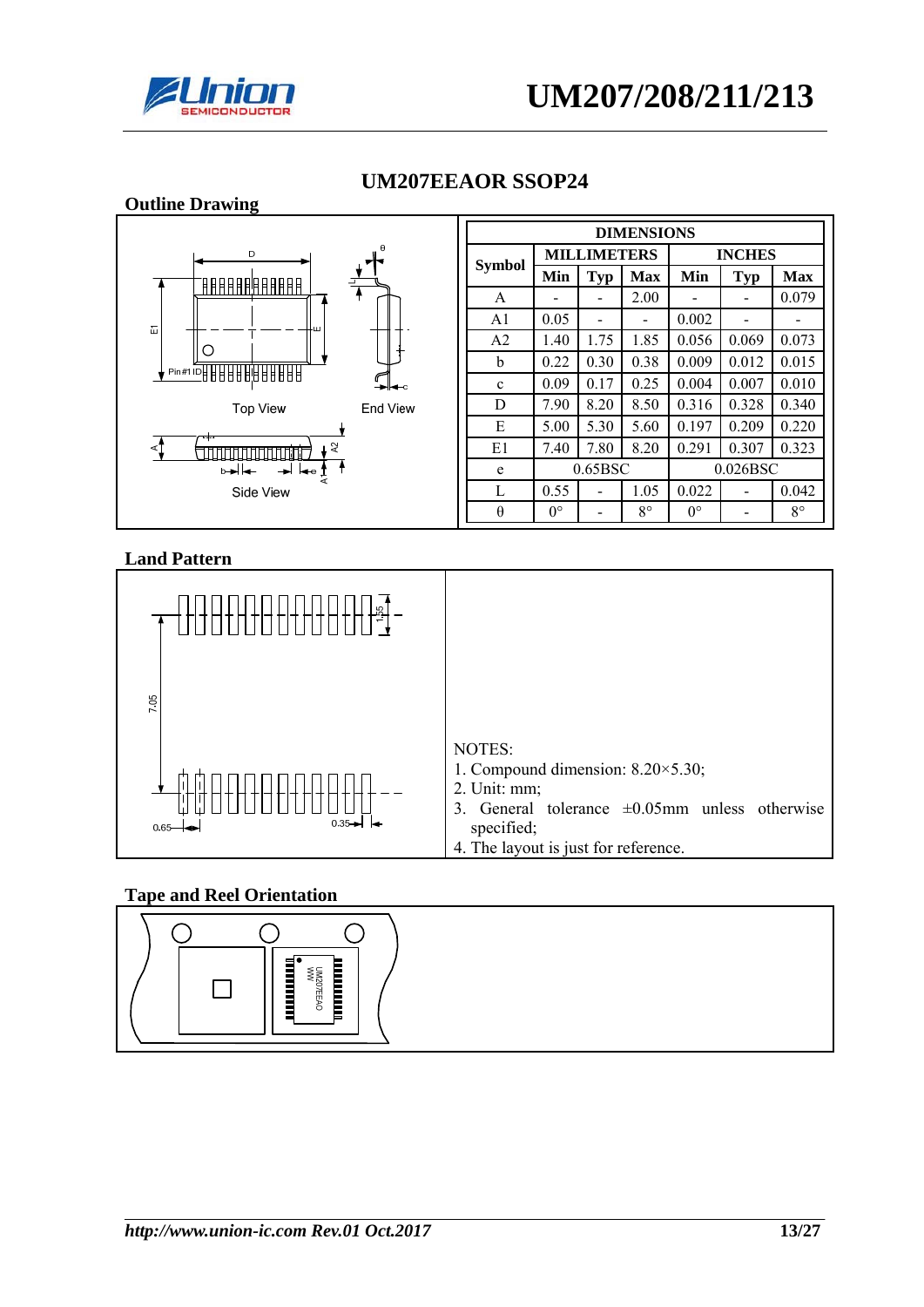## UM207EEAOR SSOP24

### Outline Drawing

| Symbol | MILLIMETERS | | | INCHES | | |
|---|---|---|---|---|---|---|
| | Min | Typ | Max | Min | Typ | Max |
| A | - | - | 2.00 | - | - | 0.079 |
| A1 | 0.05 | - | - | 0.002 | - | - |
| A2 | 1.40 | 1.75 | 1.85 | 0.056 | 0.069 | 0.073 |
| b | 0.22 | 0.30 | 0.38 | 0.009 | 0.012 | 0.015 |
| c | 0.09 | 0.17 | 0.25 | 0.004 | 0.007 | 0.010 |
| D | 7.90 | 8.20 | 8.50 | 0.316 | 0.328 | 0.340 |
| E | 5.00 | 5.30 | 5.60 | 0.197 | 0.209 | 0.220 |
| E1 | 7.40 | 7.80 | 8.20 | 0.291 | 0.307 | 0.323 |
| e | 0.65BSC | | | 0.026BSC | | |
| L | 0.55 | - | 1.05 | 0.022 | - | 0.042 |
| θ | 0° | - | 8° | 0° | - | 8° |

### Land Pattern

NOTES:
1. Compound dimension: 8.20×5.30;
2. Unit: mm;
3. General tolerance ±0.05mm unless otherwise specified;
4. The layout is just for reference.

### Tape and Reel Orientation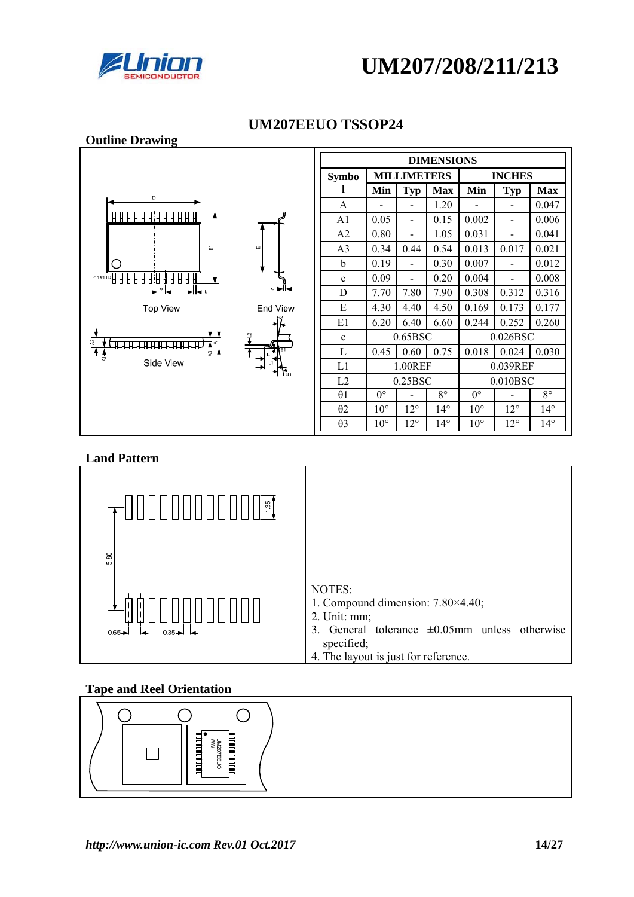## UM207EEUO TSSOP24

**Outline Drawing**

| DIMENSIONS | | | | | | |
|---|---|---|---|---|---|---|
| Symbol | MILLIMETERS | | | INCHES | | |
| | Min | Typ | Max | Min | Typ | Max |
| A | - | - | 1.20 | - | - | 0.047 |
| A1 | 0.05 | - | 0.15 | 0.002 | - | 0.006 |
| A2 | 0.80 | - | 1.05 | 0.031 | - | 0.041 |
| A3 | 0.34 | 0.44 | 0.54 | 0.013 | 0.017 | 0.021 |
| b | 0.19 | - | 0.30 | 0.007 | - | 0.012 |
| c | 0.09 | - | 0.20 | 0.004 | - | 0.008 |
| D | 7.70 | 7.80 | 7.90 | 0.308 | 0.312 | 0.316 |
| E | 4.30 | 4.40 | 4.50 | 0.169 | 0.173 | 0.177 |
| E1 | 6.20 | 6.40 | 6.60 | 0.244 | 0.252 | 0.260 |
| e | 0.65BSC | | | 0.026BSC | | |
| L | 0.45 | 0.60 | 0.75 | 0.018 | 0.024 | 0.030 |
| L1 | 1.00REF | | | 0.039REF | | |
| L2 | 0.25BSC | | | 0.010BSC | | |
| θ1 | 0° | - | 8° | 0° | - | 8° |
| θ2 | 10° | 12° | 14° | 10° | 12° | 14° |
| θ3 | 10° | 12° | 14° | 10° | 12° | 14° |

Top View

End View

Side View

**Land Pattern**

NOTES:
1. Compound dimension: 7.80×4.40;
2. Unit: mm;
3. General tolerance ±0.05mm unless otherwise specified;
4. The layout is just for reference.

**Tape and Reel Orientation**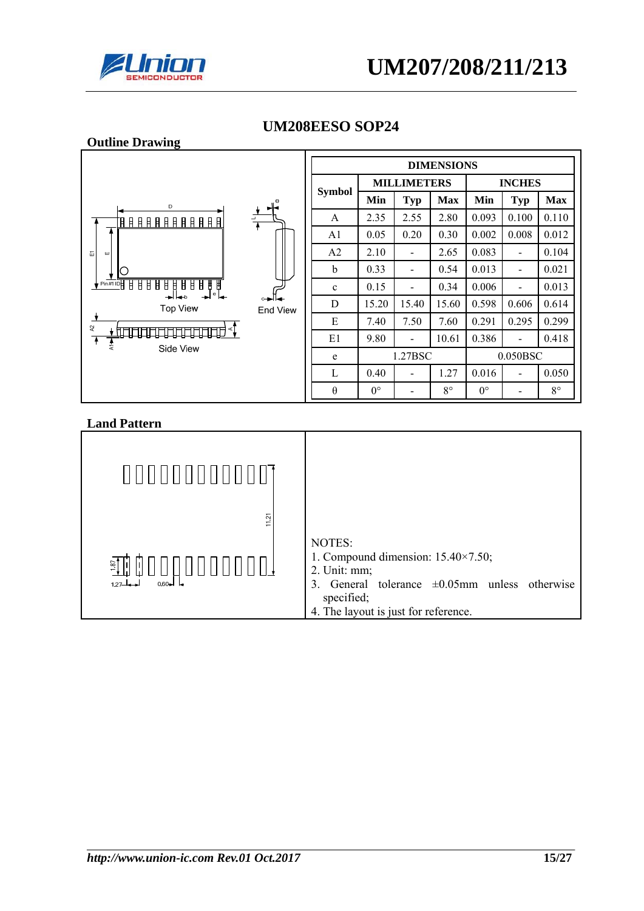## UM208EESO SOP24

### Outline Drawing

| Symbol | MILLIMETERS | | | INCHES | | |
|---|---|---|---|---|---|---|
| | Min | Typ | Max | Min | Typ | Max |
| A | 2.35 | 2.55 | 2.80 | 0.093 | 0.100 | 0.110 |
| A1 | 0.05 | 0.20 | 0.30 | 0.002 | 0.008 | 0.012 |
| A2 | 2.10 | - | 2.65 | 0.083 | - | 0.104 |
| b | 0.33 | - | 0.54 | 0.013 | - | 0.021 |
| c | 0.15 | - | 0.34 | 0.006 | - | 0.013 |
| D | 15.20 | 15.40 | 15.60 | 0.598 | 0.606 | 0.614 |
| E | 7.40 | 7.50 | 7.60 | 0.291 | 0.295 | 0.299 |
| E1 | 9.80 | - | 10.61 | 0.386 | - | 0.418 |
| e | 1.27BSC | | | 0.050BSC | | |
| L | 0.40 | - | 1.27 | 0.016 | - | 0.050 |
| θ | 0° | - | 8° | 0° | - | 8° |

### Land Pattern

NOTES:
1. Compound dimension: 15.40×7.50;
2. Unit: mm;
3. General tolerance ±0.05mm unless otherwise specified;
4. The layout is just for reference.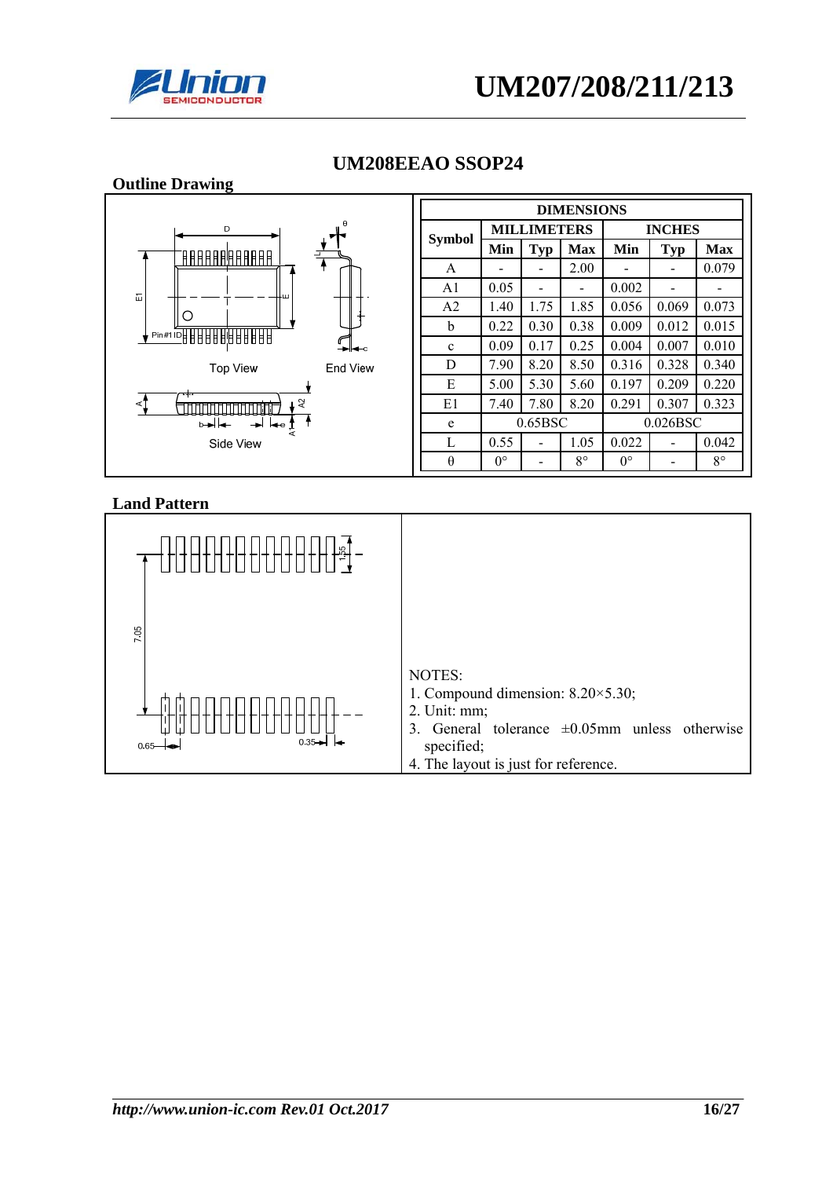## UM208EEAO SSOP24

### Outline Drawing

| Symbol | MILLIMETERS | | | INCHES | | |
|---|---|---|---|---|---|---|
| | Min | Typ | Max | Min | Typ | Max |
| A | - | - | 2.00 | - | - | 0.079 |
| A1 | 0.05 | - | - | 0.002 | - | - |
| A2 | 1.40 | 1.75 | 1.85 | 0.056 | 0.069 | 0.073 |
| b | 0.22 | 0.30 | 0.38 | 0.009 | 0.012 | 0.015 |
| c | 0.09 | 0.17 | 0.25 | 0.004 | 0.007 | 0.010 |
| D | 7.90 | 8.20 | 8.50 | 0.316 | 0.328 | 0.340 |
| E | 5.00 | 5.30 | 5.60 | 0.197 | 0.209 | 0.220 |
| E1 | 7.40 | 7.80 | 8.20 | 0.291 | 0.307 | 0.323 |
| e | 0.65BSC | | | 0.026BSC | | |
| L | 0.55 | - | 1.05 | 0.022 | - | 0.042 |
| θ | 0° | - | 8° | 0° | - | 8° |

### Land Pattern

NOTES:
1. Compound dimension: 8.20×5.30;
2. Unit: mm;
3. General tolerance ±0.05mm unless otherwise specified;
4. The layout is just for reference.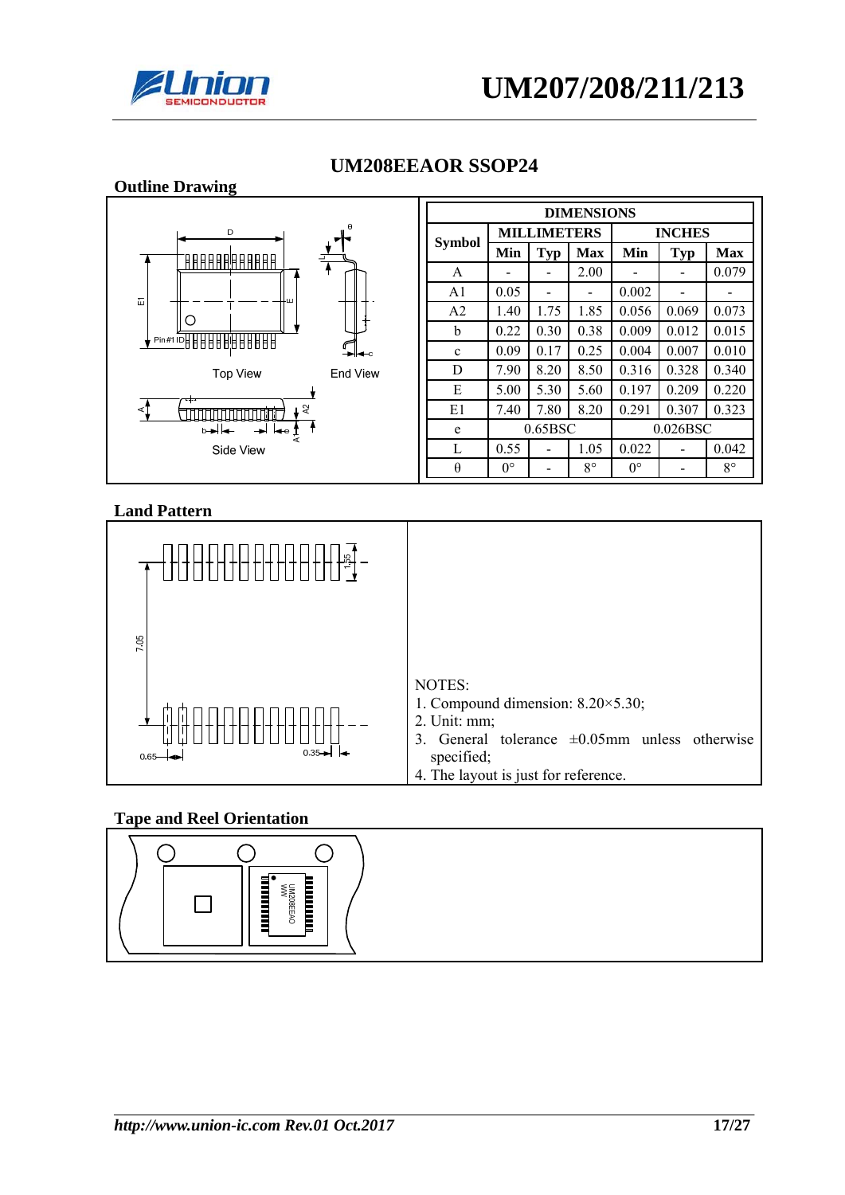## UM208EEAOR SSOP24

### Outline Drawing

| Symbol | MILLIMETERS | | | INCHES | | |
|---|---|---|---|---|---|---|
| | Min | Typ | Max | Min | Typ | Max |
| A | - | - | 2.00 | - | - | 0.079 |
| A1 | 0.05 | - | - | 0.002 | - | - |
| A2 | 1.40 | 1.75 | 1.85 | 0.056 | 0.069 | 0.073 |
| b | 0.22 | 0.30 | 0.38 | 0.009 | 0.012 | 0.015 |
| c | 0.09 | 0.17 | 0.25 | 0.004 | 0.007 | 0.010 |
| D | 7.90 | 8.20 | 8.50 | 0.316 | 0.328 | 0.340 |
| E | 5.00 | 5.30 | 5.60 | 0.197 | 0.209 | 0.220 |
| E1 | 7.40 | 7.80 | 8.20 | 0.291 | 0.307 | 0.323 |
| e | 0.65BSC | | | 0.026BSC | | |
| L | 0.55 | - | 1.05 | 0.022 | - | 0.042 |
| θ | 0° | - | 8° | 0° | - | 8° |

### Land Pattern

NOTES:
1. Compound dimension: 8.20×5.30;
2. Unit: mm;
3. General tolerance ±0.05mm unless otherwise specified;
4. The layout is just for reference.

### Tape and Reel Orientation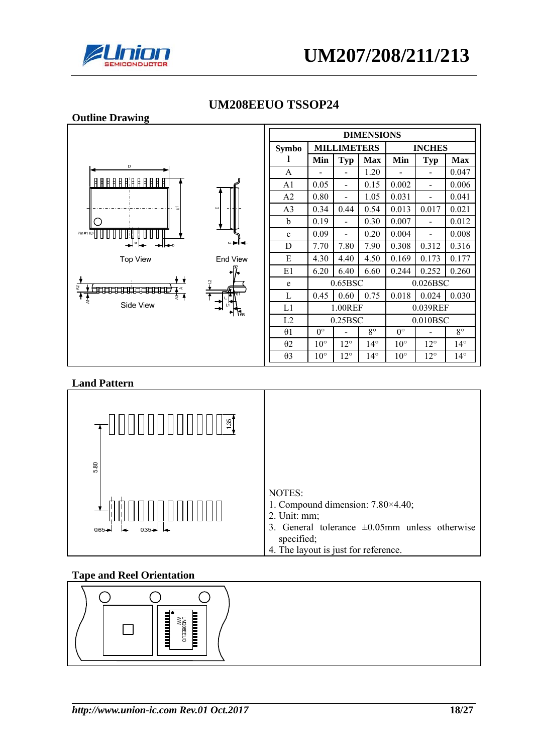## UM208EEUO TSSOP24

### Outline Drawing

Top View

End View

Side View

| DIMENSIONS | | | | | | |
|---|---|---|---|---|---|---|
| Symbol | MILLIMETERS | | | INCHES | | |
| | Min | Typ | Max | Min | Typ | Max |
| A | - | - | 1.20 | - | - | 0.047 |
| A1 | 0.05 | - | 0.15 | 0.002 | - | 0.006 |
| A2 | 0.80 | - | 1.05 | 0.031 | - | 0.041 |
| A3 | 0.34 | 0.44 | 0.54 | 0.013 | 0.017 | 0.021 |
| b | 0.19 | - | 0.30 | 0.007 | - | 0.012 |
| c | 0.09 | - | 0.20 | 0.004 | - | 0.008 |
| D | 7.70 | 7.80 | 7.90 | 0.308 | 0.312 | 0.316 |
| E | 4.30 | 4.40 | 4.50 | 0.169 | 0.173 | 0.177 |
| E1 | 6.20 | 6.40 | 6.60 | 0.244 | 0.252 | 0.260 |
| e | 0.65BSC | | | 0.026BSC | | |
| L | 0.45 | 0.60 | 0.75 | 0.018 | 0.024 | 0.030 |
| L1 | 1.00REF | | | 0.039REF | | |
| L2 | 0.25BSC | | | 0.010BSC | | |
| θ1 | 0° | - | 8° | 0° | - | 8° |
| θ2 | 10° | 12° | 14° | 10° | 12° | 14° |
| θ3 | 10° | 12° | 14° | 10° | 12° | 14° |

### Land Pattern

NOTES:
1. Compound dimension: 7.80×4.40;
2. Unit: mm;
3. General tolerance ±0.05mm unless otherwise specified;
4. The layout is just for reference.

### Tape and Reel Orientation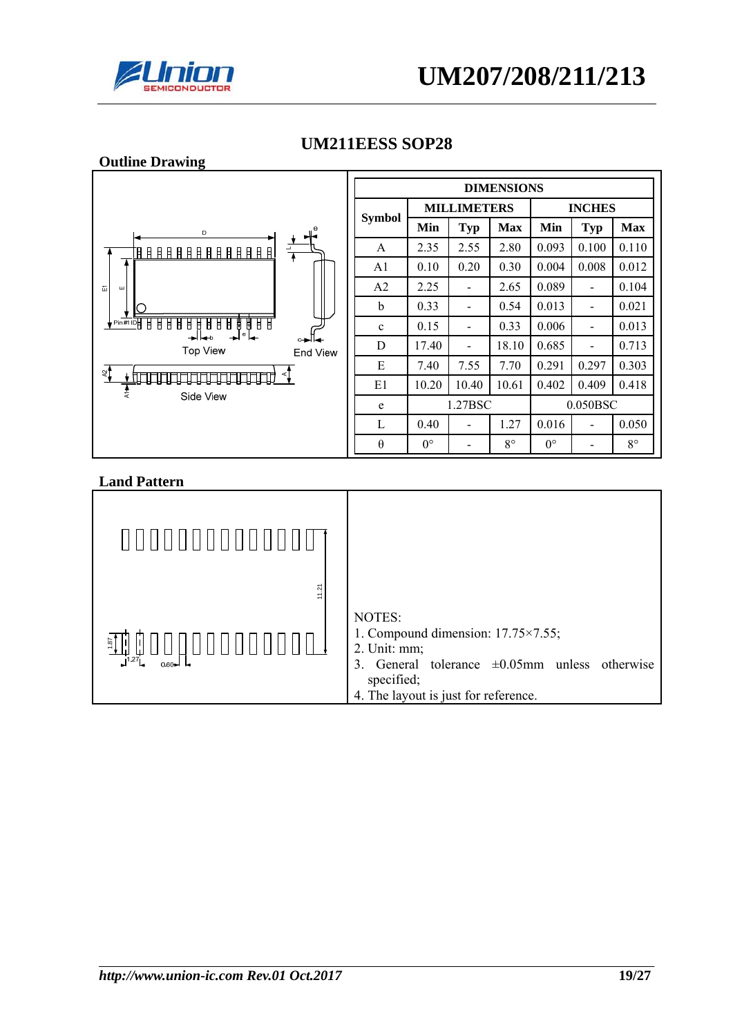## UM211EESS SOP28

### Outline Drawing

| Symbol | MILLIMETERS | | | INCHES | | |
|---|---|---|---|---|---|---|
| | Min | Typ | Max | Min | Typ | Max |
| A | 2.35 | 2.55 | 2.80 | 0.093 | 0.100 | 0.110 |
| A1 | 0.10 | 0.20 | 0.30 | 0.004 | 0.008 | 0.012 |
| A2 | 2.25 | - | 2.65 | 0.089 | - | 0.104 |
| b | 0.33 | - | 0.54 | 0.013 | - | 0.021 |
| c | 0.15 | - | 0.33 | 0.006 | - | 0.013 |
| D | 17.40 | - | 18.10 | 0.685 | - | 0.713 |
| E | 7.40 | 7.55 | 7.70 | 0.291 | 0.297 | 0.303 |
| E1 | 10.20 | 10.40 | 10.61 | 0.402 | 0.409 | 0.418 |
| e | 1.27BSC | | | 0.050BSC | | |
| L | 0.40 | - | 1.27 | 0.016 | - | 0.050 |
| θ | 0° | - | 8° | 0° | - | 8° |

### Land Pattern

NOTES:
1. Compound dimension: 17.75×7.55;
2. Unit: mm;
3. General tolerance ±0.05mm unless otherwise specified;
4. The layout is just for reference.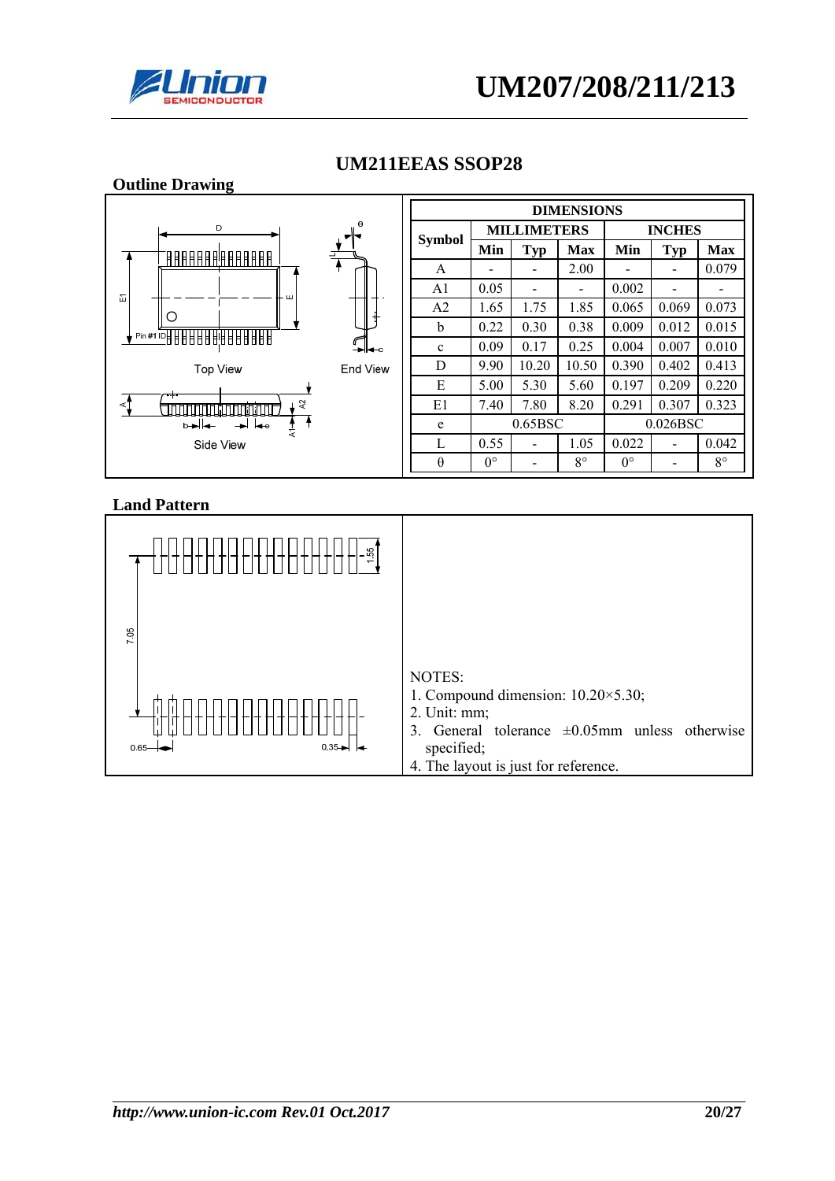## UM211EEAS SSOP28

### Outline Drawing

| Symbol | MILLIMETERS | | | INCHES | | |
|---|---|---|---|---|---|---|
| | Min | Typ | Max | Min | Typ | Max |
| A | - | - | 2.00 | - | - | 0.079 |
| A1 | 0.05 | - | - | 0.002 | - | - |
| A2 | 1.65 | 1.75 | 1.85 | 0.065 | 0.069 | 0.073 |
| b | 0.22 | 0.30 | 0.38 | 0.009 | 0.012 | 0.015 |
| c | 0.09 | 0.17 | 0.25 | 0.004 | 0.007 | 0.010 |
| D | 9.90 | 10.20 | 10.50 | 0.390 | 0.402 | 0.413 |
| E | 5.00 | 5.30 | 5.60 | 0.197 | 0.209 | 0.220 |
| E1 | 7.40 | 7.80 | 8.20 | 0.291 | 0.307 | 0.323 |
| e | 0.65BSC | | | 0.026BSC | | |
| L | 0.55 | - | 1.05 | 0.022 | - | 0.042 |
| θ | 0° | - | 8° | 0° | - | 8° |

### Land Pattern

NOTES:
1. Compound dimension: 10.20×5.30;
2. Unit: mm;
3. General tolerance ±0.05mm unless otherwise specified;
4. The layout is just for reference.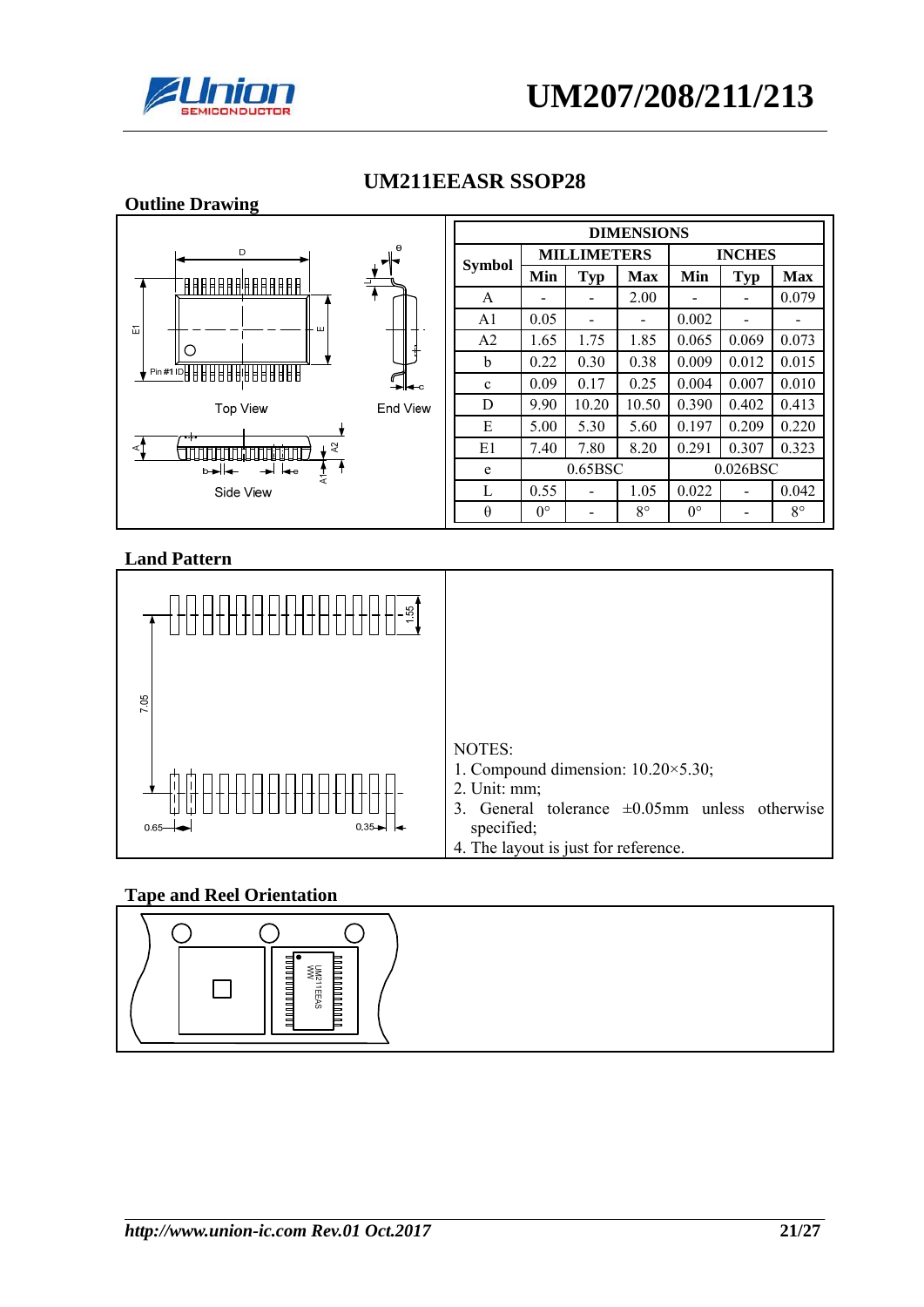## UM211EEASR SSOP28

### Outline Drawing

| Symbol | MILLIMETERS | | | INCHES | | |
|---|---|---|---|---|---|---|
| | Min | Typ | Max | Min | Typ | Max |
| A | - | - | 2.00 | - | - | 0.079 |
| A1 | 0.05 | - | - | 0.002 | - | - |
| A2 | 1.65 | 1.75 | 1.85 | 0.065 | 0.069 | 0.073 |
| b | 0.22 | 0.30 | 0.38 | 0.009 | 0.012 | 0.015 |
| c | 0.09 | 0.17 | 0.25 | 0.004 | 0.007 | 0.010 |
| D | 9.90 | 10.20 | 10.50 | 0.390 | 0.402 | 0.413 |
| E | 5.00 | 5.30 | 5.60 | 0.197 | 0.209 | 0.220 |
| E1 | 7.40 | 7.80 | 8.20 | 0.291 | 0.307 | 0.323 |
| e | 0.65BSC | | | 0.026BSC | | |
| L | 0.55 | - | 1.05 | 0.022 | - | 0.042 |
| θ | 0° | - | 8° | 0° | - | 8° |

### Land Pattern

NOTES:
1. Compound dimension: 10.20×5.30;
2. Unit: mm;
3. General tolerance ±0.05mm unless otherwise specified;
4. The layout is just for reference.

### Tape and Reel Orientation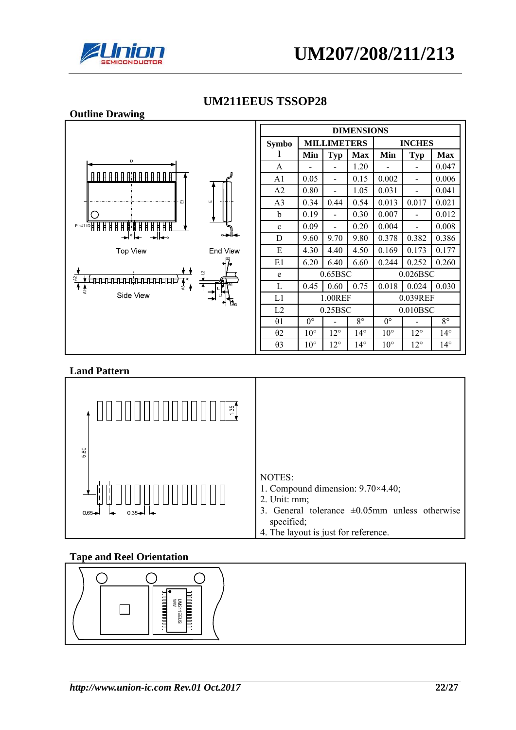## UM211EEUS TSSOP28

### Outline Drawing

| DIMENSIONS | | | | | | |
|---|---|---|---|---|---|---|
| Symbol | MILLIMETERS | | | INCHES | | |
| | Min | Typ | Max | Min | Typ | Max |
| A | - | - | 1.20 | - | - | 0.047 |
| A1 | 0.05 | - | 0.15 | 0.002 | - | 0.006 |
| A2 | 0.80 | - | 1.05 | 0.031 | - | 0.041 |
| A3 | 0.34 | 0.44 | 0.54 | 0.013 | 0.017 | 0.021 |
| b | 0.19 | - | 0.30 | 0.007 | - | 0.012 |
| c | 0.09 | - | 0.20 | 0.004 | - | 0.008 |
| D | 9.60 | 9.70 | 9.80 | 0.378 | 0.382 | 0.386 |
| E | 4.30 | 4.40 | 4.50 | 0.169 | 0.173 | 0.177 |
| E1 | 6.20 | 6.40 | 6.60 | 0.244 | 0.252 | 0.260 |
| e | 0.65BSC | | | 0.026BSC | | |
| L | 0.45 | 0.60 | 0.75 | 0.018 | 0.024 | 0.030 |
| L1 | 1.00REF | | | 0.039REF | | |
| L2 | 0.25BSC | | | 0.010BSC | | |
| θ1 | 0° | - | 8° | 0° | - | 8° |
| θ2 | 10° | 12° | 14° | 10° | 12° | 14° |
| θ3 | 10° | 12° | 14° | 10° | 12° | 14° |

### Land Pattern

NOTES:
1. Compound dimension: 9.70×4.40;
2. Unit: mm;
3. General tolerance ±0.05mm unless otherwise specified;
4. The layout is just for reference.

### Tape and Reel Orientation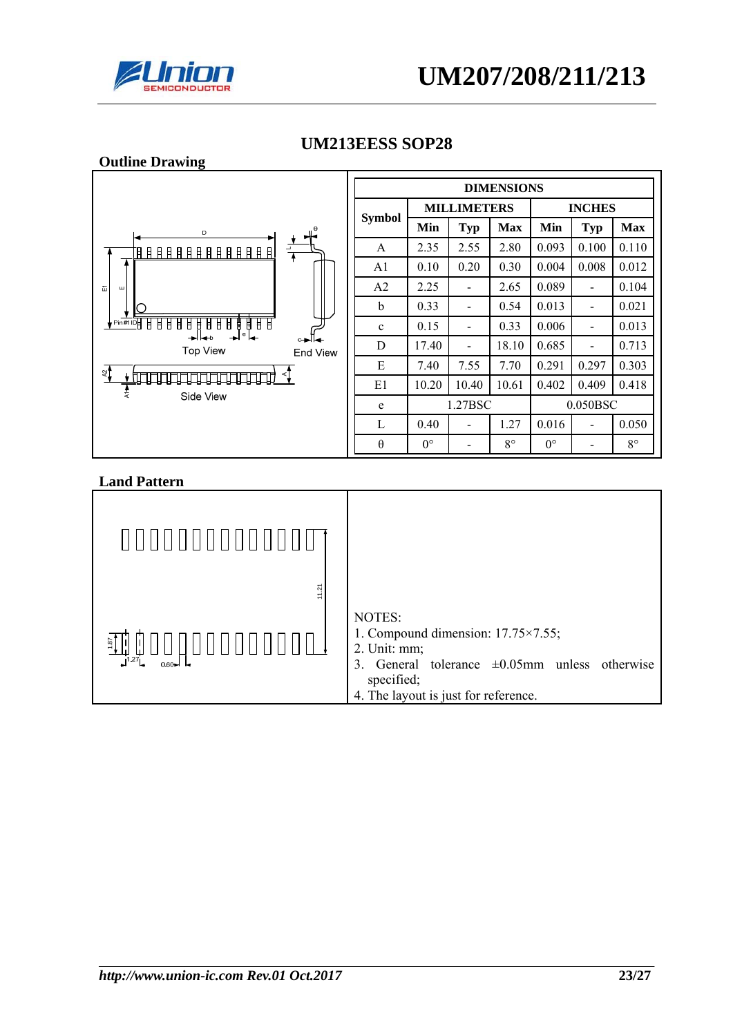## UM213EESS SOP28

### Outline Drawing

| Symbol | MILLIMETERS | | | INCHES | | |
|---|---|---|---|---|---|---|
| | Min | Typ | Max | Min | Typ | Max |
| A | 2.35 | 2.55 | 2.80 | 0.093 | 0.100 | 0.110 |
| A1 | 0.10 | 0.20 | 0.30 | 0.004 | 0.008 | 0.012 |
| A2 | 2.25 | - | 2.65 | 0.089 | - | 0.104 |
| b | 0.33 | - | 0.54 | 0.013 | - | 0.021 |
| c | 0.15 | - | 0.33 | 0.006 | - | 0.013 |
| D | 17.40 | - | 18.10 | 0.685 | - | 0.713 |
| E | 7.40 | 7.55 | 7.70 | 0.291 | 0.297 | 0.303 |
| E1 | 10.20 | 10.40 | 10.61 | 0.402 | 0.409 | 0.418 |
| e | 1.27BSC | | | 0.050BSC | | |
| L | 0.40 | - | 1.27 | 0.016 | - | 0.050 |
| θ | 0° | - | 8° | 0° | - | 8° |

### Land Pattern

NOTES:
1. Compound dimension: 17.75×7.55;
2. Unit: mm;
3. General tolerance ±0.05mm unless otherwise specified;
4. The layout is just for reference.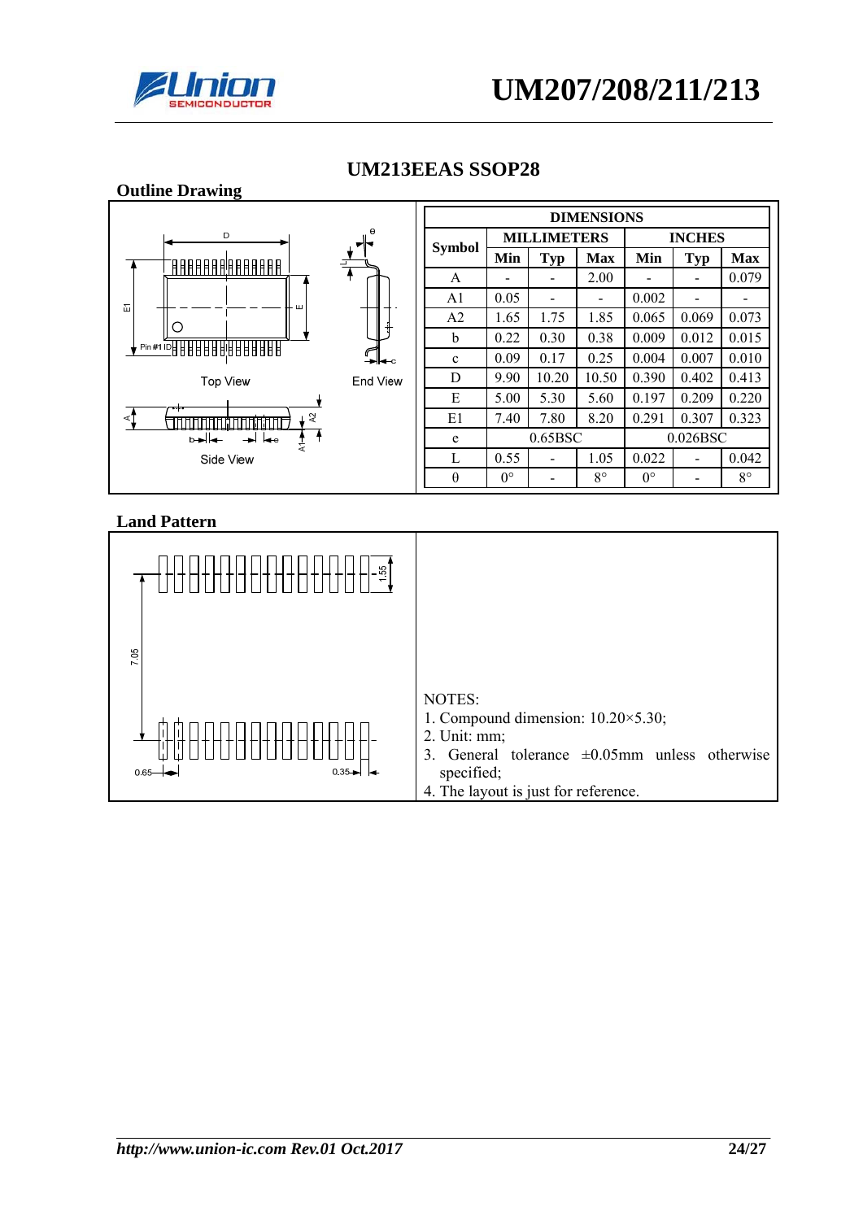## UM213EEAS SSOP28

### Outline Drawing

| Symbol | MILLIMETERS | | | INCHES | | |
|---|---|---|---|---|---|---|
| | Min | Typ | Max | Min | Typ | Max |
| A | - | - | 2.00 | - | - | 0.079 |
| A1 | 0.05 | - | - | 0.002 | - | - |
| A2 | 1.65 | 1.75 | 1.85 | 0.065 | 0.069 | 0.073 |
| b | 0.22 | 0.30 | 0.38 | 0.009 | 0.012 | 0.015 |
| c | 0.09 | 0.17 | 0.25 | 0.004 | 0.007 | 0.010 |
| D | 9.90 | 10.20 | 10.50 | 0.390 | 0.402 | 0.413 |
| E | 5.00 | 5.30 | 5.60 | 0.197 | 0.209 | 0.220 |
| E1 | 7.40 | 7.80 | 8.20 | 0.291 | 0.307 | 0.323 |
| e | 0.65BSC | | | 0.026BSC | | |
| L | 0.55 | - | 1.05 | 0.022 | - | 0.042 |
| θ | 0° | - | 8° | 0° | - | 8° |

### Land Pattern

NOTES:
1. Compound dimension: 10.20×5.30;
2. Unit: mm;
3. General tolerance ±0.05mm unless otherwise specified;
4. The layout is just for reference.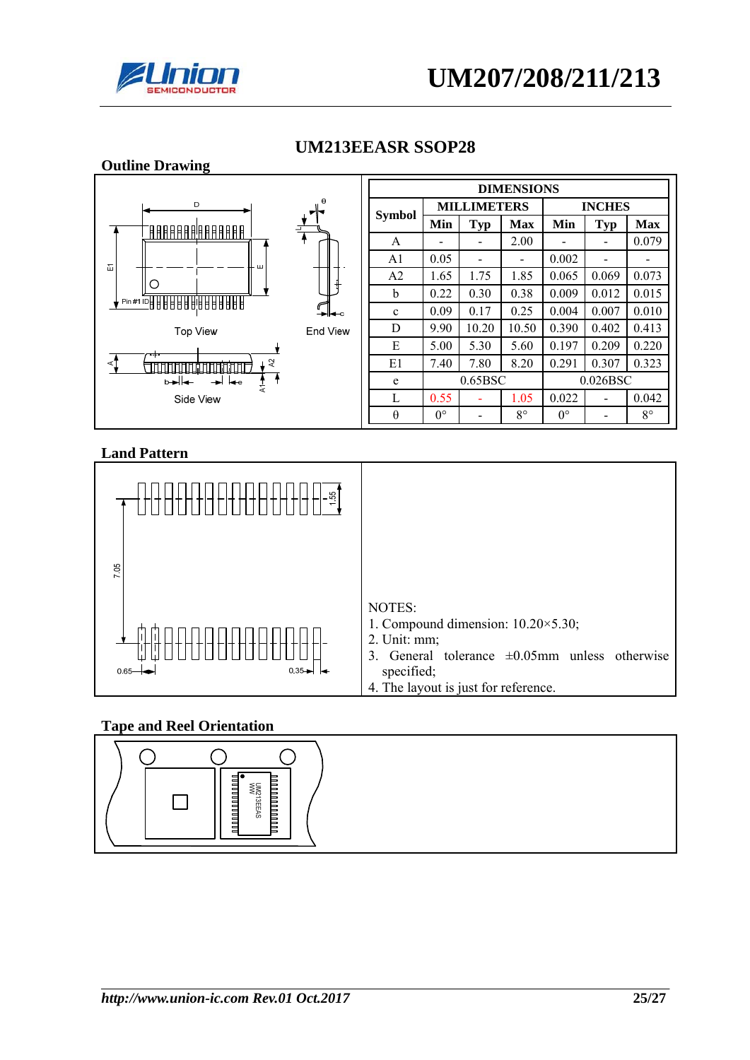## UM213EEASR SSOP28

### Outline Drawing

| Symbol | MILLIMETERS | | | INCHES | | |
|---|---|---|---|---|---|---|
| | Min | Typ | Max | Min | Typ | Max |
| A | - | - | 2.00 | - | - | 0.079 |
| A1 | 0.05 | - | - | 0.002 | - | - |
| A2 | 1.65 | 1.75 | 1.85 | 0.065 | 0.069 | 0.073 |
| b | 0.22 | 0.30 | 0.38 | 0.009 | 0.012 | 0.015 |
| c | 0.09 | 0.17 | 0.25 | 0.004 | 0.007 | 0.010 |
| D | 9.90 | 10.20 | 10.50 | 0.390 | 0.402 | 0.413 |
| E | 5.00 | 5.30 | 5.60 | 0.197 | 0.209 | 0.220 |
| E1 | 7.40 | 7.80 | 8.20 | 0.291 | 0.307 | 0.323 |
| e | 0.65BSC | | | 0.026BSC | | |
| L | 0.55 | - | 1.05 | 0.022 | - | 0.042 |
| θ | 0° | - | 8° | 0° | - | 8° |

### Land Pattern

NOTES:
1. Compound dimension: 10.20×5.30;
2. Unit: mm;
3. General tolerance ±0.05mm unless otherwise specified;
4. The layout is just for reference.

### Tape and Reel Orientation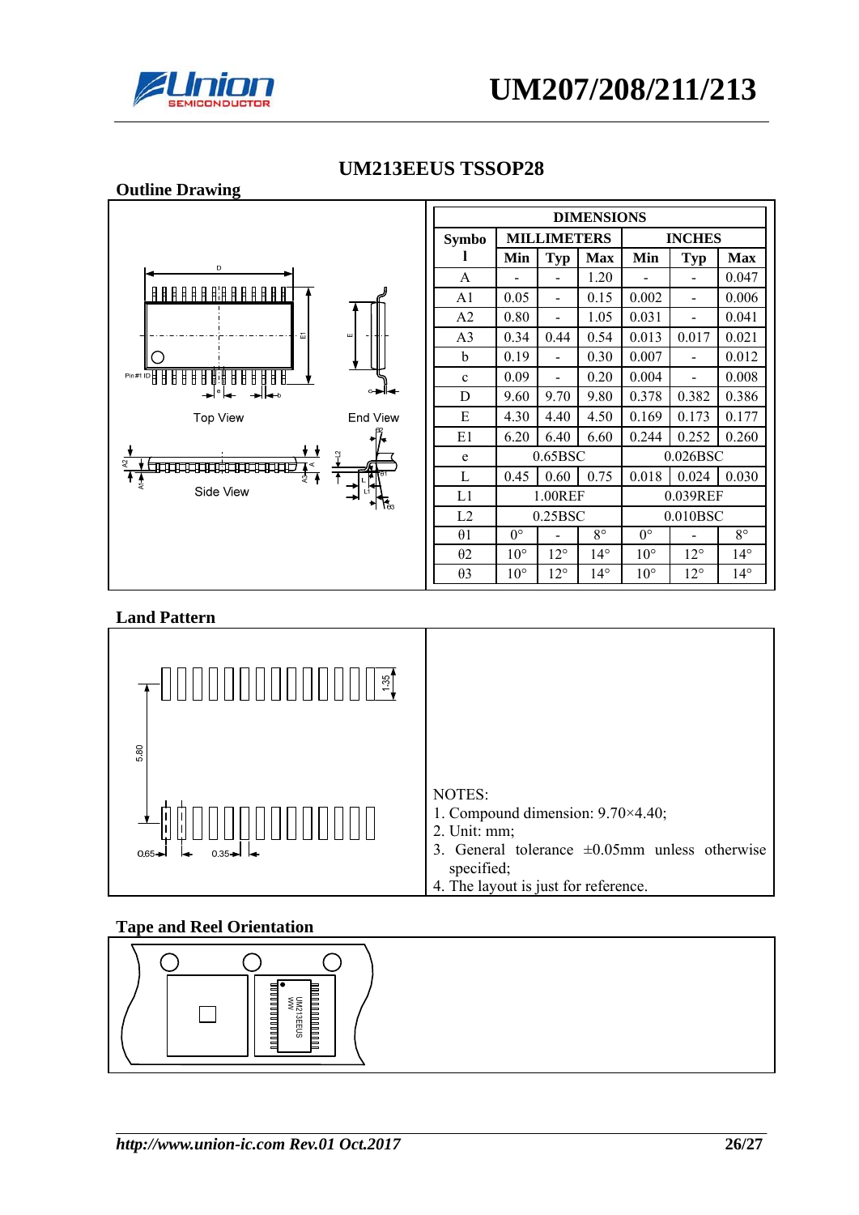## UM213EEUS TSSOP28

### Outline Drawing

| DIMENSIONS | | | | | | |
|---|---|---|---|---|---|---|
| Symbol | MILLIMETERS | | | INCHES | | |
| | Min | Typ | Max | Min | Typ | Max |
| A | - | - | 1.20 | - | - | 0.047 |
| A1 | 0.05 | - | 0.15 | 0.002 | - | 0.006 |
| A2 | 0.80 | - | 1.05 | 0.031 | - | 0.041 |
| A3 | 0.34 | 0.44 | 0.54 | 0.013 | 0.017 | 0.021 |
| b | 0.19 | - | 0.30 | 0.007 | - | 0.012 |
| c | 0.09 | - | 0.20 | 0.004 | - | 0.008 |
| D | 9.60 | 9.70 | 9.80 | 0.378 | 0.382 | 0.386 |
| E | 4.30 | 4.40 | 4.50 | 0.169 | 0.173 | 0.177 |
| E1 | 6.20 | 6.40 | 6.60 | 0.244 | 0.252 | 0.260 |
| e | 0.65BSC | | | 0.026BSC | | |
| L | 0.45 | 0.60 | 0.75 | 0.018 | 0.024 | 0.030 |
| L1 | 1.00REF | | | 0.039REF | | |
| L2 | 0.25BSC | | | 0.010BSC | | |
| θ1 | 0° | - | 8° | 0° | - | 8° |
| θ2 | 10° | 12° | 14° | 10° | 12° | 14° |
| θ3 | 10° | 12° | 14° | 10° | 12° | 14° |

### Land Pattern

NOTES:
1. Compound dimension: 9.70×4.40;
2. Unit: mm;
3. General tolerance ±0.05mm unless otherwise specified;
4. The layout is just for reference.

### Tape and Reel Orientation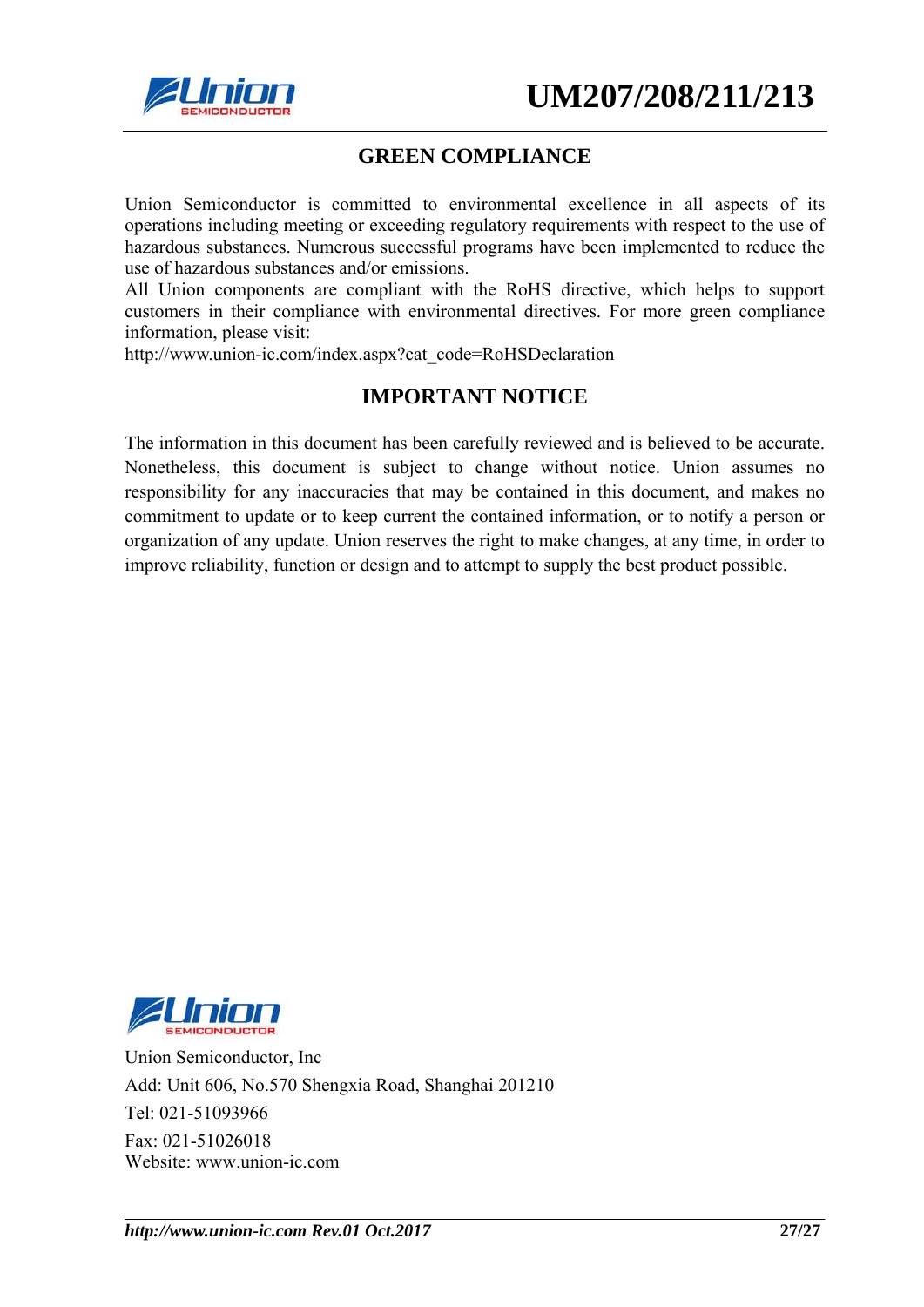## GREEN COMPLIANCE

Union Semiconductor is committed to environmental excellence in all aspects of its operations including meeting or exceeding regulatory requirements with respect to the use of hazardous substances. Numerous successful programs have been implemented to reduce the use of hazardous substances and/or emissions.
All Union components are compliant with the RoHS directive, which helps to support customers in their compliance with environmental directives. For more green compliance information, please visit:
http://www.union-ic.com/index.aspx?cat_code=RoHSDeclaration

## IMPORTANT NOTICE

The information in this document has been carefully reviewed and is believed to be accurate. Nonetheless, this document is subject to change without notice. Union assumes no responsibility for any inaccuracies that may be contained in this document, and makes no commitment to update or to keep current the contained information, or to notify a person or organization of any update. Union reserves the right to make changes, at any time, in order to improve reliability, function or design and to attempt to supply the best product possible.

Union Semiconductor, Inc
Add: Unit 606, No.570 Shengxia Road, Shanghai 201210
Tel: 021-51093966
Fax: 021-51026018
Website: www.union-ic.com